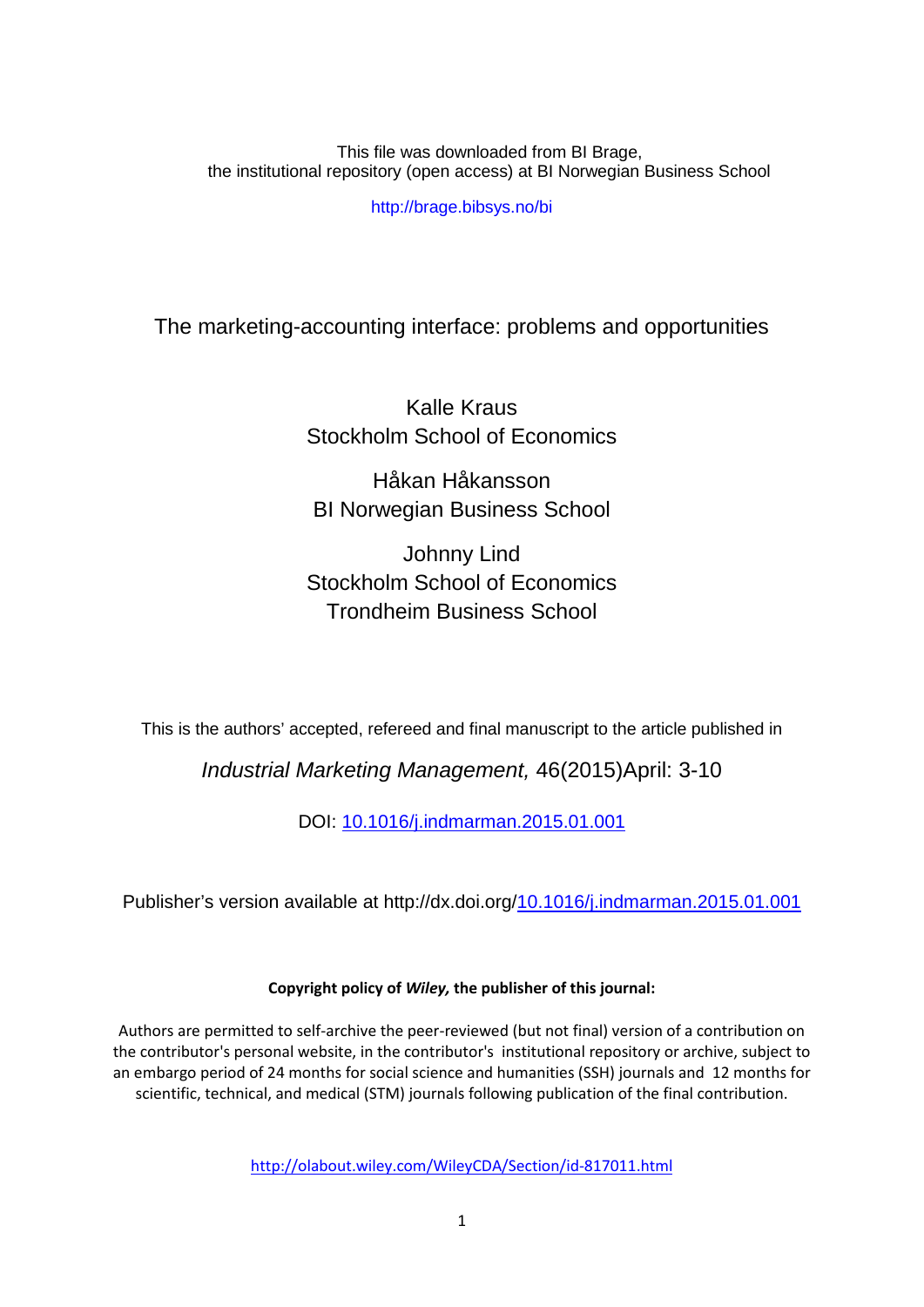This file was downloaded from BI Brage,
the institutional repository (open access) at BI Norwegian Business School

http://brage.bibsys.no/bi

# The marketing-accounting interface: problems and opportunities

Kalle Kraus
Stockholm School of Economics

Håkan Håkansson
BI Norwegian Business School

Johnny Lind
Stockholm School of Economics
Trondheim Business School

This is the authors' accepted, refereed and final manuscript to the article published in

*Industrial Marketing Management,* 46(2015)April: 3-10

DOI: [10.1016/j.indmarman.2015.01.001](http://dx.doi.org/10.1016/j.indmarman.2015.01.001)

Publisher's version available at http://dx.doi.org/[10.1016/j.indmarman.2015.01.001](http://dx.doi.org/10.1016/j.indmarman.2015.01.001)

**Copyright policy of *Wiley,* the publisher of this journal:**

Authors are permitted to self-archive the peer-reviewed (but not final) version of a contribution on the contributor's personal website, in the contributor's institutional repository or archive, subject to an embargo period of 24 months for social science and humanities (SSH) journals and 12 months for scientific, technical, and medical (STM) journals following publication of the final contribution.

http://olabout.wiley.com/WileyCDA/Section/id-817011.html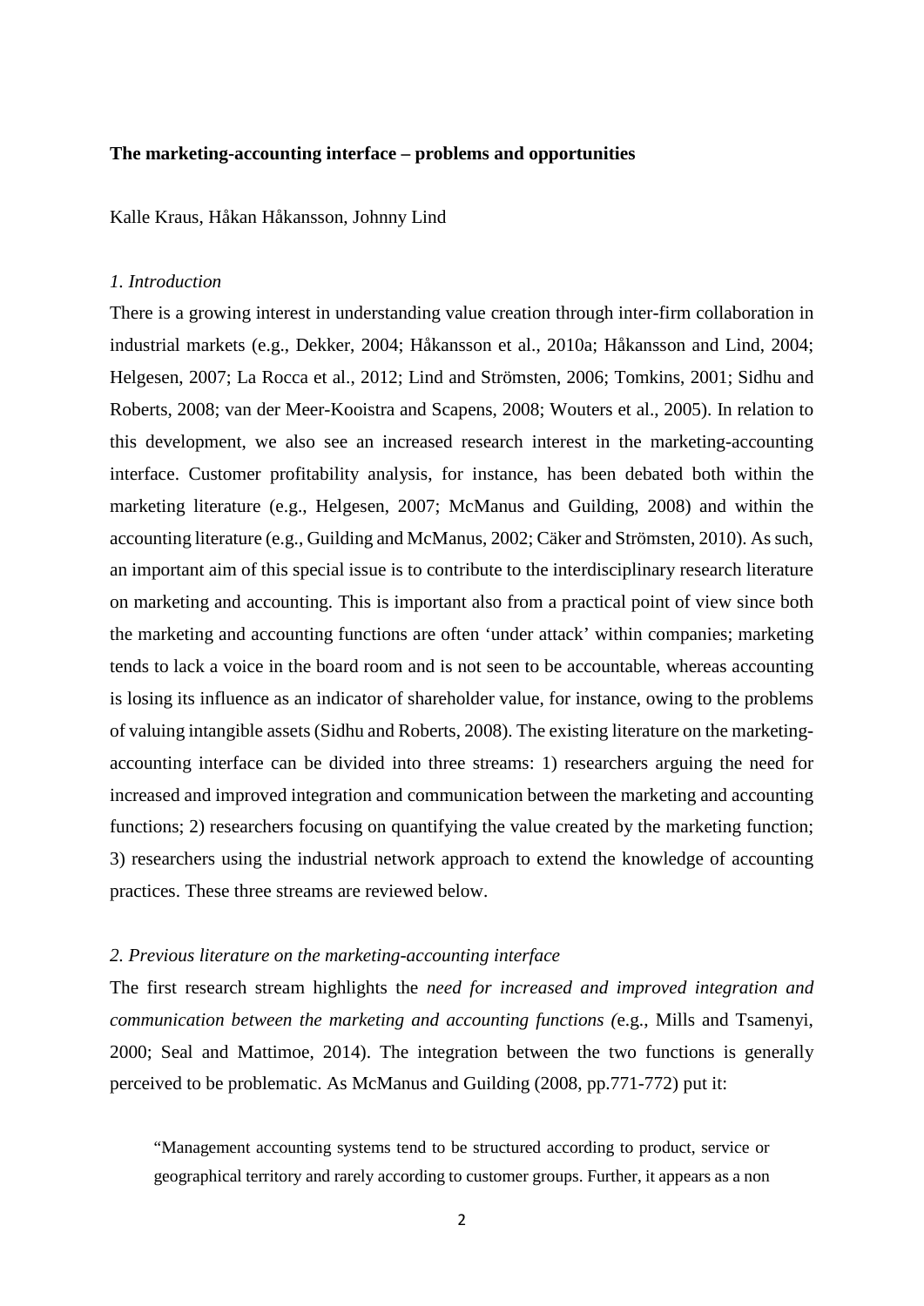**The marketing-accounting interface – problems and opportunities**

Kalle Kraus, Håkan Håkansson, Johnny Lind

*1. Introduction*

There is a growing interest in understanding value creation through inter-firm collaboration in industrial markets (e.g., Dekker, 2004; Håkansson et al., 2010a; Håkansson and Lind, 2004; Helgesen, 2007; La Rocca et al., 2012; Lind and Strömsten, 2006; Tomkins, 2001; Sidhu and Roberts, 2008; van der Meer-Kooistra and Scapens, 2008; Wouters et al., 2005). In relation to this development, we also see an increased research interest in the marketing-accounting interface. Customer profitability analysis, for instance, has been debated both within the marketing literature (e.g., Helgesen, 2007; McManus and Guilding, 2008) and within the accounting literature (e.g., Guilding and McManus, 2002; Cäker and Strömsten, 2010). As such, an important aim of this special issue is to contribute to the interdisciplinary research literature on marketing and accounting. This is important also from a practical point of view since both the marketing and accounting functions are often 'under attack' within companies; marketing tends to lack a voice in the board room and is not seen to be accountable, whereas accounting is losing its influence as an indicator of shareholder value, for instance, owing to the problems of valuing intangible assets (Sidhu and Roberts, 2008). The existing literature on the marketing-accounting interface can be divided into three streams: 1) researchers arguing the need for increased and improved integration and communication between the marketing and accounting functions; 2) researchers focusing on quantifying the value created by the marketing function; 3) researchers using the industrial network approach to extend the knowledge of accounting practices. These three streams are reviewed below.

*2. Previous literature on the marketing-accounting interface*

The first research stream highlights the *need for increased and improved integration and communication between the marketing and accounting functions (*e.g., Mills and Tsamenyi, 2000; Seal and Mattimoe, 2014). The integration between the two functions is generally perceived to be problematic. As McManus and Guilding (2008, pp.771-772) put it:

> "Management accounting systems tend to be structured according to product, service or geographical territory and rarely according to customer groups. Further, it appears as a non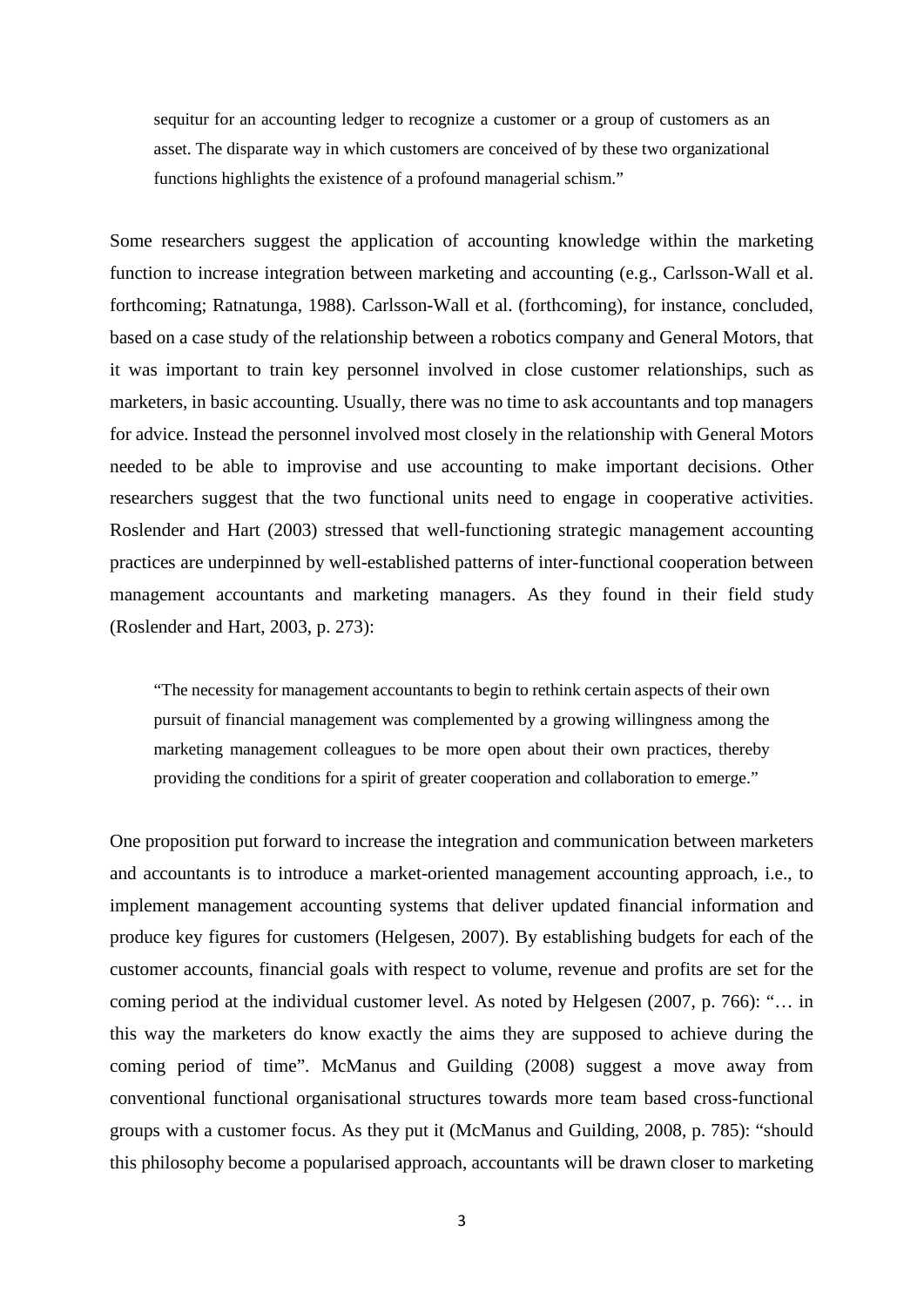> sequitur for an accounting ledger to recognize a customer or a group of customers as an asset. The disparate way in which customers are conceived of by these two organizational functions highlights the existence of a profound managerial schism."

Some researchers suggest the application of accounting knowledge within the marketing function to increase integration between marketing and accounting (e.g., Carlsson-Wall et al. forthcoming; Ratnatunga, 1988). Carlsson-Wall et al. (forthcoming), for instance, concluded, based on a case study of the relationship between a robotics company and General Motors, that it was important to train key personnel involved in close customer relationships, such as marketers, in basic accounting. Usually, there was no time to ask accountants and top managers for advice. Instead the personnel involved most closely in the relationship with General Motors needed to be able to improvise and use accounting to make important decisions. Other researchers suggest that the two functional units need to engage in cooperative activities. Roslender and Hart (2003) stressed that well-functioning strategic management accounting practices are underpinned by well-established patterns of inter-functional cooperation between management accountants and marketing managers. As they found in their field study (Roslender and Hart, 2003, p. 273):

> "The necessity for management accountants to begin to rethink certain aspects of their own pursuit of financial management was complemented by a growing willingness among the marketing management colleagues to be more open about their own practices, thereby providing the conditions for a spirit of greater cooperation and collaboration to emerge."

One proposition put forward to increase the integration and communication between marketers and accountants is to introduce a market-oriented management accounting approach, i.e., to implement management accounting systems that deliver updated financial information and produce key figures for customers (Helgesen, 2007). By establishing budgets for each of the customer accounts, financial goals with respect to volume, revenue and profits are set for the coming period at the individual customer level. As noted by Helgesen (2007, p. 766): "… in this way the marketers do know exactly the aims they are supposed to achieve during the coming period of time". McManus and Guilding (2008) suggest a move away from conventional functional organisational structures towards more team based cross-functional groups with a customer focus. As they put it (McManus and Guilding, 2008, p. 785): "should this philosophy become a popularised approach, accountants will be drawn closer to marketing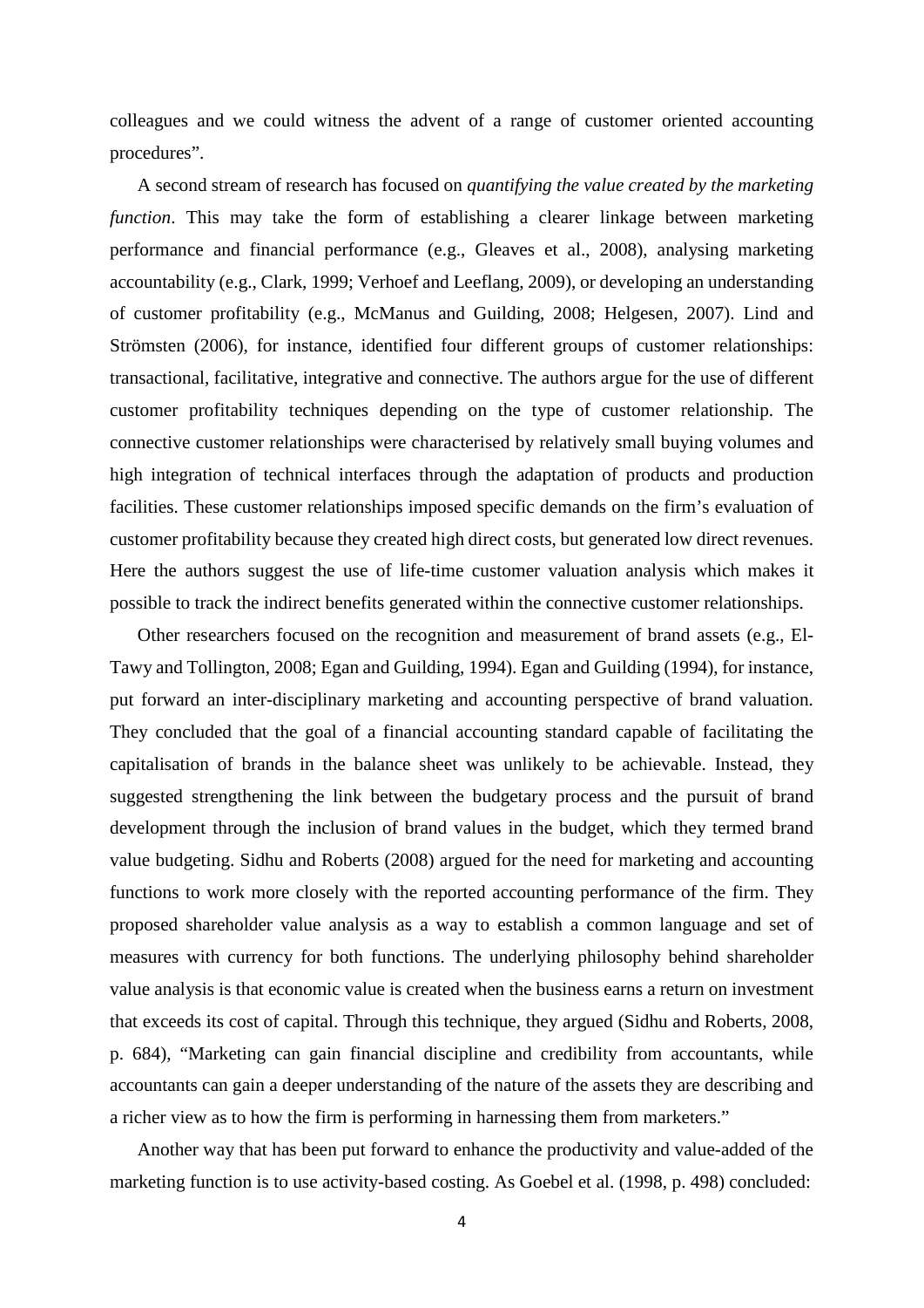colleagues and we could witness the advent of a range of customer oriented accounting procedures".

A second stream of research has focused on *quantifying the value created by the marketing function*. This may take the form of establishing a clearer linkage between marketing performance and financial performance (e.g., Gleaves et al., 2008), analysing marketing accountability (e.g., Clark, 1999; Verhoef and Leeflang, 2009), or developing an understanding of customer profitability (e.g., McManus and Guilding, 2008; Helgesen, 2007). Lind and Strömsten (2006), for instance, identified four different groups of customer relationships: transactional, facilitative, integrative and connective. The authors argue for the use of different customer profitability techniques depending on the type of customer relationship. The connective customer relationships were characterised by relatively small buying volumes and high integration of technical interfaces through the adaptation of products and production facilities. These customer relationships imposed specific demands on the firm's evaluation of customer profitability because they created high direct costs, but generated low direct revenues. Here the authors suggest the use of life-time customer valuation analysis which makes it possible to track the indirect benefits generated within the connective customer relationships.

Other researchers focused on the recognition and measurement of brand assets (e.g., El-Tawy and Tollington, 2008; Egan and Guilding, 1994). Egan and Guilding (1994), for instance, put forward an inter-disciplinary marketing and accounting perspective of brand valuation. They concluded that the goal of a financial accounting standard capable of facilitating the capitalisation of brands in the balance sheet was unlikely to be achievable. Instead, they suggested strengthening the link between the budgetary process and the pursuit of brand development through the inclusion of brand values in the budget, which they termed brand value budgeting. Sidhu and Roberts (2008) argued for the need for marketing and accounting functions to work more closely with the reported accounting performance of the firm. They proposed shareholder value analysis as a way to establish a common language and set of measures with currency for both functions. The underlying philosophy behind shareholder value analysis is that economic value is created when the business earns a return on investment that exceeds its cost of capital. Through this technique, they argued (Sidhu and Roberts, 2008, p. 684), "Marketing can gain financial discipline and credibility from accountants, while accountants can gain a deeper understanding of the nature of the assets they are describing and a richer view as to how the firm is performing in harnessing them from marketers."

Another way that has been put forward to enhance the productivity and value-added of the marketing function is to use activity-based costing. As Goebel et al. (1998, p. 498) concluded: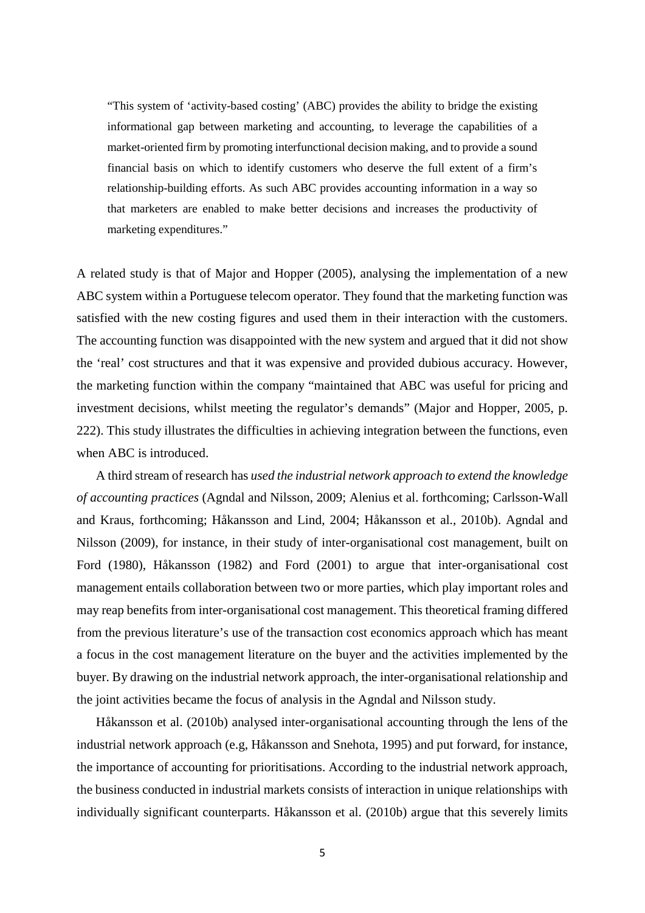> "This system of 'activity-based costing' (ABC) provides the ability to bridge the existing informational gap between marketing and accounting, to leverage the capabilities of a market-oriented firm by promoting interfunctional decision making, and to provide a sound financial basis on which to identify customers who deserve the full extent of a firm's relationship-building efforts. As such ABC provides accounting information in a way so that marketers are enabled to make better decisions and increases the productivity of marketing expenditures."

A related study is that of Major and Hopper (2005), analysing the implementation of a new ABC system within a Portuguese telecom operator. They found that the marketing function was satisfied with the new costing figures and used them in their interaction with the customers. The accounting function was disappointed with the new system and argued that it did not show the 'real' cost structures and that it was expensive and provided dubious accuracy. However, the marketing function within the company "maintained that ABC was useful for pricing and investment decisions, whilst meeting the regulator's demands" (Major and Hopper, 2005, p. 222). This study illustrates the difficulties in achieving integration between the functions, even when ABC is introduced.

A third stream of research has *used the industrial network approach to extend the knowledge of accounting practices* (Agndal and Nilsson, 2009; Alenius et al. forthcoming; Carlsson-Wall and Kraus, forthcoming; Håkansson and Lind, 2004; Håkansson et al., 2010b). Agndal and Nilsson (2009), for instance, in their study of inter-organisational cost management, built on Ford (1980), Håkansson (1982) and Ford (2001) to argue that inter-organisational cost management entails collaboration between two or more parties, which play important roles and may reap benefits from inter-organisational cost management. This theoretical framing differed from the previous literature's use of the transaction cost economics approach which has meant a focus in the cost management literature on the buyer and the activities implemented by the buyer. By drawing on the industrial network approach, the inter-organisational relationship and the joint activities became the focus of analysis in the Agndal and Nilsson study.

Håkansson et al. (2010b) analysed inter-organisational accounting through the lens of the industrial network approach (e.g, Håkansson and Snehota, 1995) and put forward, for instance, the importance of accounting for prioritisations. According to the industrial network approach, the business conducted in industrial markets consists of interaction in unique relationships with individually significant counterparts. Håkansson et al. (2010b) argue that this severely limits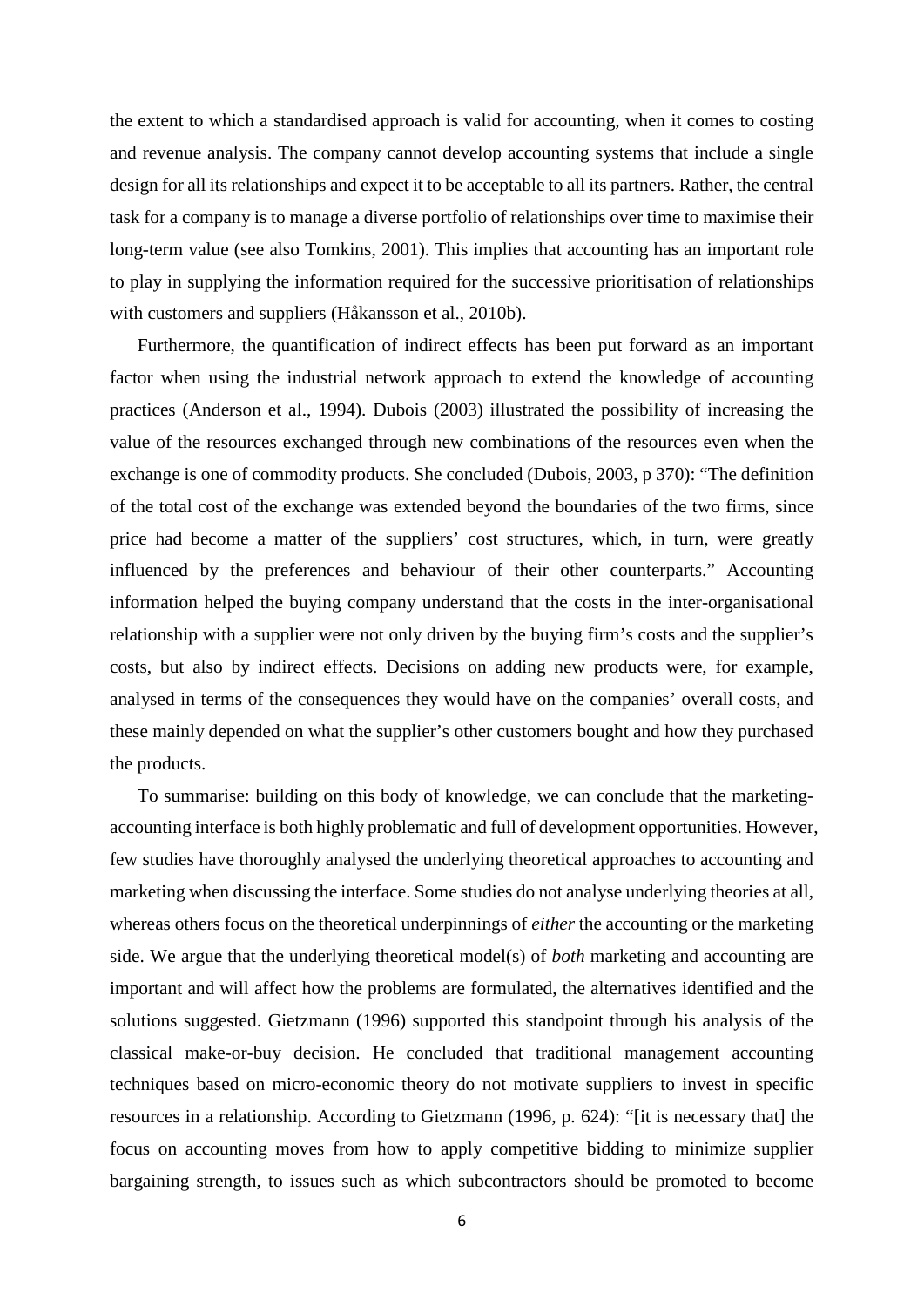the extent to which a standardised approach is valid for accounting, when it comes to costing and revenue analysis. The company cannot develop accounting systems that include a single design for all its relationships and expect it to be acceptable to all its partners. Rather, the central task for a company is to manage a diverse portfolio of relationships over time to maximise their long-term value (see also Tomkins, 2001). This implies that accounting has an important role to play in supplying the information required for the successive prioritisation of relationships with customers and suppliers (Håkansson et al., 2010b).

Furthermore, the quantification of indirect effects has been put forward as an important factor when using the industrial network approach to extend the knowledge of accounting practices (Anderson et al., 1994). Dubois (2003) illustrated the possibility of increasing the value of the resources exchanged through new combinations of the resources even when the exchange is one of commodity products. She concluded (Dubois, 2003, p 370): "The definition of the total cost of the exchange was extended beyond the boundaries of the two firms, since price had become a matter of the suppliers' cost structures, which, in turn, were greatly influenced by the preferences and behaviour of their other counterparts." Accounting information helped the buying company understand that the costs in the inter-organisational relationship with a supplier were not only driven by the buying firm's costs and the supplier's costs, but also by indirect effects. Decisions on adding new products were, for example, analysed in terms of the consequences they would have on the companies' overall costs, and these mainly depended on what the supplier's other customers bought and how they purchased the products.

To summarise: building on this body of knowledge, we can conclude that the marketing-accounting interface is both highly problematic and full of development opportunities. However, few studies have thoroughly analysed the underlying theoretical approaches to accounting and marketing when discussing the interface. Some studies do not analyse underlying theories at all, whereas others focus on the theoretical underpinnings of *either* the accounting or the marketing side. We argue that the underlying theoretical model(s) of *both* marketing and accounting are important and will affect how the problems are formulated, the alternatives identified and the solutions suggested. Gietzmann (1996) supported this standpoint through his analysis of the classical make-or-buy decision. He concluded that traditional management accounting techniques based on micro-economic theory do not motivate suppliers to invest in specific resources in a relationship. According to Gietzmann (1996, p. 624): "[it is necessary that] the focus on accounting moves from how to apply competitive bidding to minimize supplier bargaining strength, to issues such as which subcontractors should be promoted to become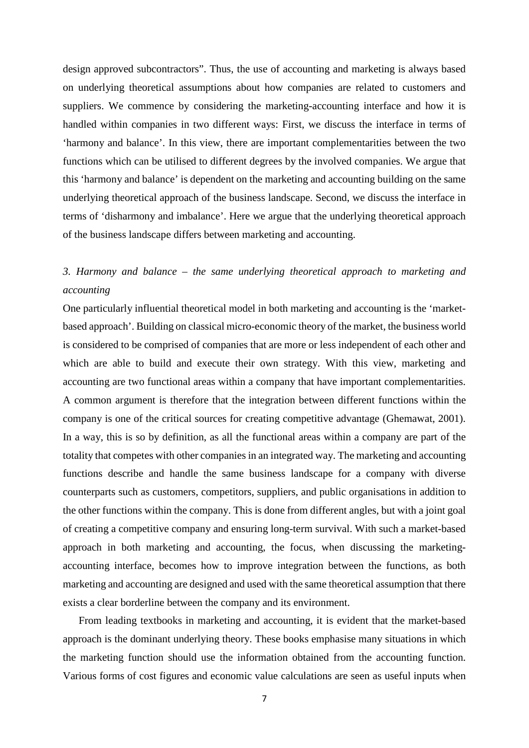design approved subcontractors". Thus, the use of accounting and marketing is always based on underlying theoretical assumptions about how companies are related to customers and suppliers. We commence by considering the marketing-accounting interface and how it is handled within companies in two different ways: First, we discuss the interface in terms of 'harmony and balance'. In this view, there are important complementarities between the two functions which can be utilised to different degrees by the involved companies. We argue that this 'harmony and balance' is dependent on the marketing and accounting building on the same underlying theoretical approach of the business landscape. Second, we discuss the interface in terms of 'disharmony and imbalance'. Here we argue that the underlying theoretical approach of the business landscape differs between marketing and accounting.

## *3. Harmony and balance – the same underlying theoretical approach to marketing and accounting*

One particularly influential theoretical model in both marketing and accounting is the 'market-based approach'. Building on classical micro-economic theory of the market, the business world is considered to be comprised of companies that are more or less independent of each other and which are able to build and execute their own strategy. With this view, marketing and accounting are two functional areas within a company that have important complementarities. A common argument is therefore that the integration between different functions within the company is one of the critical sources for creating competitive advantage (Ghemawat, 2001). In a way, this is so by definition, as all the functional areas within a company are part of the totality that competes with other companies in an integrated way. The marketing and accounting functions describe and handle the same business landscape for a company with diverse counterparts such as customers, competitors, suppliers, and public organisations in addition to the other functions within the company. This is done from different angles, but with a joint goal of creating a competitive company and ensuring long-term survival. With such a market-based approach in both marketing and accounting, the focus, when discussing the marketing-accounting interface, becomes how to improve integration between the functions, as both marketing and accounting are designed and used with the same theoretical assumption that there exists a clear borderline between the company and its environment.

From leading textbooks in marketing and accounting, it is evident that the market-based approach is the dominant underlying theory. These books emphasise many situations in which the marketing function should use the information obtained from the accounting function. Various forms of cost figures and economic value calculations are seen as useful inputs when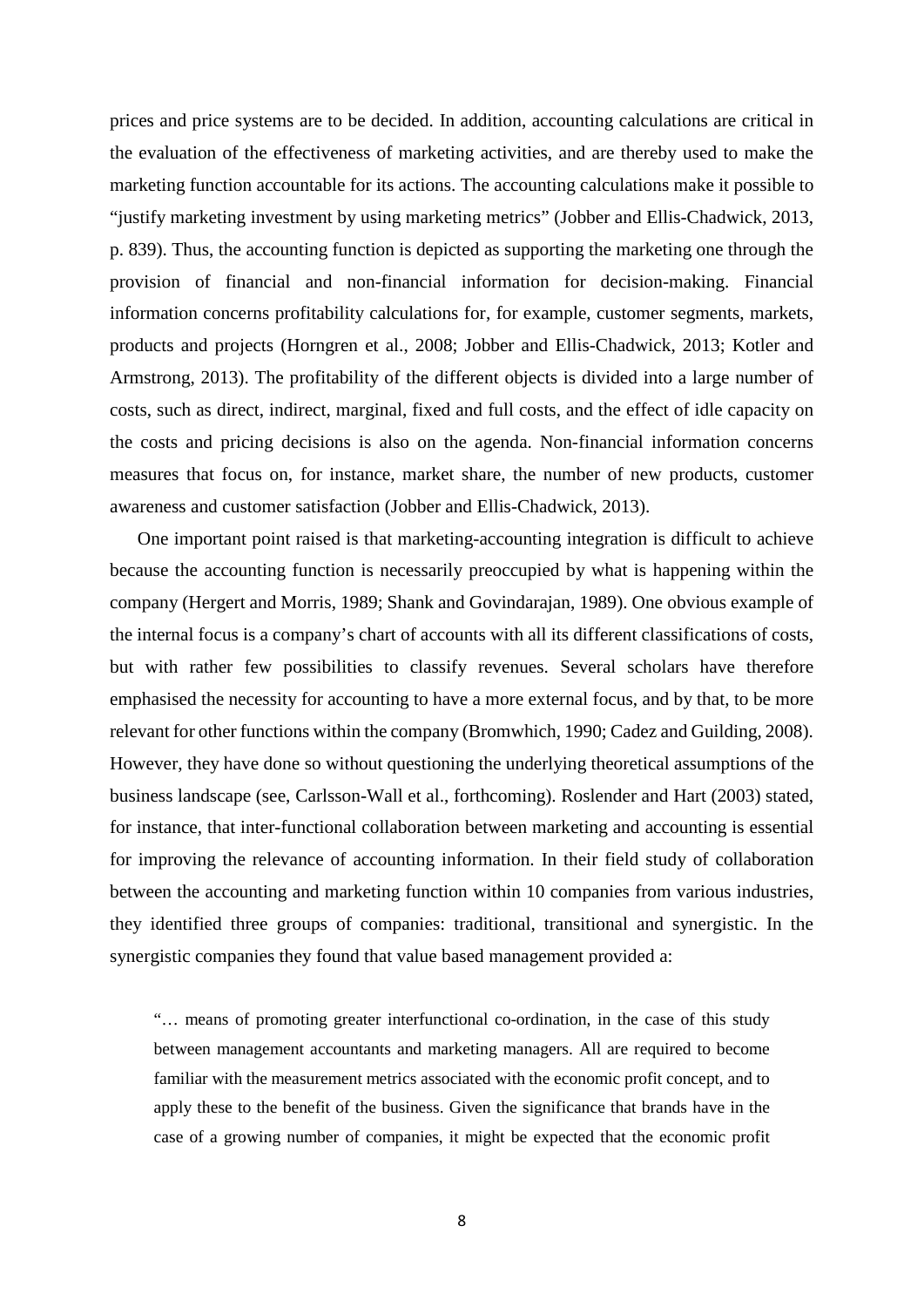prices and price systems are to be decided. In addition, accounting calculations are critical in the evaluation of the effectiveness of marketing activities, and are thereby used to make the marketing function accountable for its actions. The accounting calculations make it possible to "justify marketing investment by using marketing metrics" (Jobber and Ellis-Chadwick, 2013, p. 839). Thus, the accounting function is depicted as supporting the marketing one through the provision of financial and non-financial information for decision-making. Financial information concerns profitability calculations for, for example, customer segments, markets, products and projects (Horngren et al., 2008; Jobber and Ellis-Chadwick, 2013; Kotler and Armstrong, 2013). The profitability of the different objects is divided into a large number of costs, such as direct, indirect, marginal, fixed and full costs, and the effect of idle capacity on the costs and pricing decisions is also on the agenda. Non-financial information concerns measures that focus on, for instance, market share, the number of new products, customer awareness and customer satisfaction (Jobber and Ellis-Chadwick, 2013).

One important point raised is that marketing-accounting integration is difficult to achieve because the accounting function is necessarily preoccupied by what is happening within the company (Hergert and Morris, 1989; Shank and Govindarajan, 1989). One obvious example of the internal focus is a company's chart of accounts with all its different classifications of costs, but with rather few possibilities to classify revenues. Several scholars have therefore emphasised the necessity for accounting to have a more external focus, and by that, to be more relevant for other functions within the company (Bromwhich, 1990; Cadez and Guilding, 2008). However, they have done so without questioning the underlying theoretical assumptions of the business landscape (see, Carlsson-Wall et al., forthcoming). Roslender and Hart (2003) stated, for instance, that inter-functional collaboration between marketing and accounting is essential for improving the relevance of accounting information. In their field study of collaboration between the accounting and marketing function within 10 companies from various industries, they identified three groups of companies: traditional, transitional and synergistic. In the synergistic companies they found that value based management provided a:

> "… means of promoting greater interfunctional co-ordination, in the case of this study between management accountants and marketing managers. All are required to become familiar with the measurement metrics associated with the economic profit concept, and to apply these to the benefit of the business. Given the significance that brands have in the case of a growing number of companies, it might be expected that the economic profit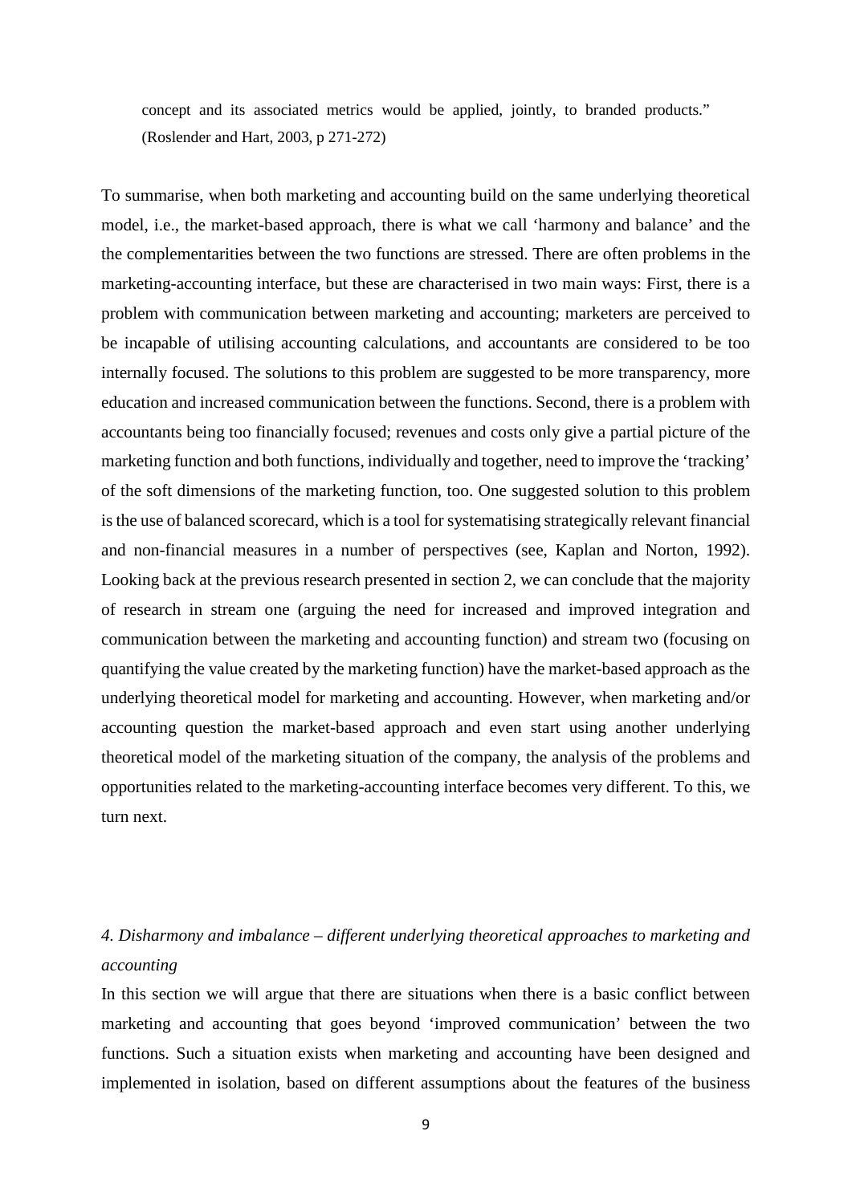> concept and its associated metrics would be applied, jointly, to branded products." (Roslender and Hart, 2003, p 271-272)

To summarise, when both marketing and accounting build on the same underlying theoretical model, i.e., the market-based approach, there is what we call 'harmony and balance' and the the complementarities between the two functions are stressed. There are often problems in the marketing-accounting interface, but these are characterised in two main ways: First, there is a problem with communication between marketing and accounting; marketers are perceived to be incapable of utilising accounting calculations, and accountants are considered to be too internally focused. The solutions to this problem are suggested to be more transparency, more education and increased communication between the functions. Second, there is a problem with accountants being too financially focused; revenues and costs only give a partial picture of the marketing function and both functions, individually and together, need to improve the 'tracking' of the soft dimensions of the marketing function, too. One suggested solution to this problem is the use of balanced scorecard, which is a tool for systematising strategically relevant financial and non-financial measures in a number of perspectives (see, Kaplan and Norton, 1992). Looking back at the previous research presented in section 2, we can conclude that the majority of research in stream one (arguing the need for increased and improved integration and communication between the marketing and accounting function) and stream two (focusing on quantifying the value created by the marketing function) have the market-based approach as the underlying theoretical model for marketing and accounting. However, when marketing and/or accounting question the market-based approach and even start using another underlying theoretical model of the marketing situation of the company, the analysis of the problems and opportunities related to the marketing-accounting interface becomes very different. To this, we turn next.

## *4. Disharmony and imbalance – different underlying theoretical approaches to marketing and accounting*

In this section we will argue that there are situations when there is a basic conflict between marketing and accounting that goes beyond 'improved communication' between the two functions. Such a situation exists when marketing and accounting have been designed and implemented in isolation, based on different assumptions about the features of the business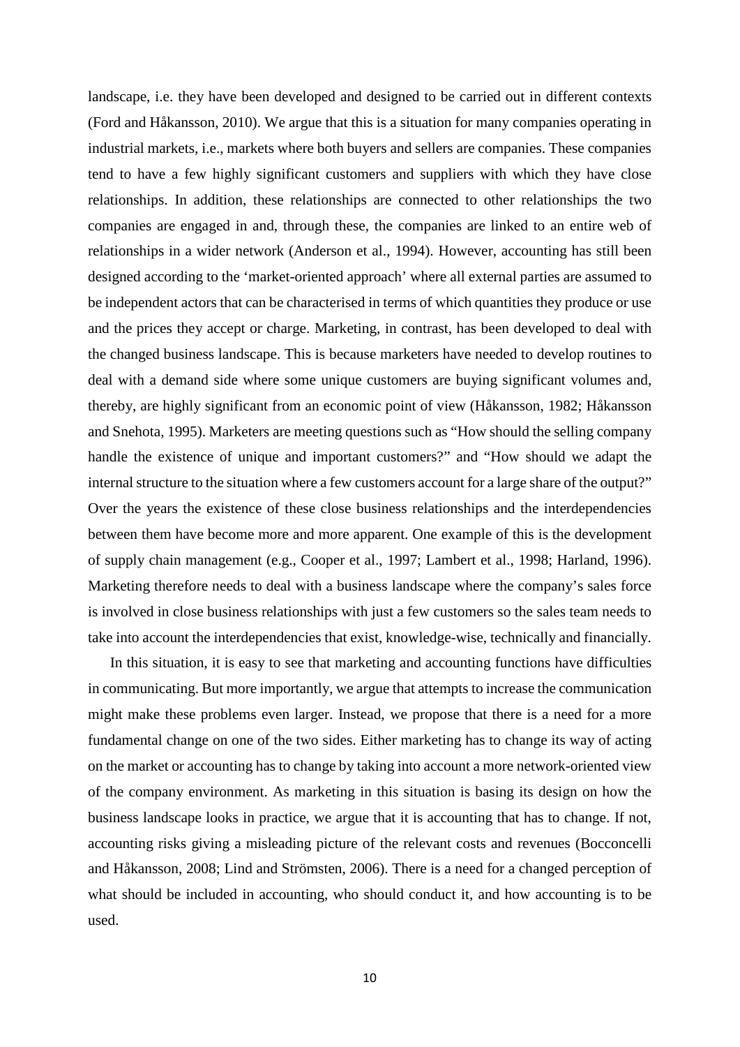landscape, i.e. they have been developed and designed to be carried out in different contexts (Ford and Håkansson, 2010). We argue that this is a situation for many companies operating in industrial markets, i.e., markets where both buyers and sellers are companies. These companies tend to have a few highly significant customers and suppliers with which they have close relationships. In addition, these relationships are connected to other relationships the two companies are engaged in and, through these, the companies are linked to an entire web of relationships in a wider network (Anderson et al., 1994). However, accounting has still been designed according to the 'market-oriented approach' where all external parties are assumed to be independent actors that can be characterised in terms of which quantities they produce or use and the prices they accept or charge. Marketing, in contrast, has been developed to deal with the changed business landscape. This is because marketers have needed to develop routines to deal with a demand side where some unique customers are buying significant volumes and, thereby, are highly significant from an economic point of view (Håkansson, 1982; Håkansson and Snehota, 1995). Marketers are meeting questions such as "How should the selling company handle the existence of unique and important customers?" and "How should we adapt the internal structure to the situation where a few customers account for a large share of the output?" Over the years the existence of these close business relationships and the interdependencies between them have become more and more apparent. One example of this is the development of supply chain management (e.g., Cooper et al., 1997; Lambert et al., 1998; Harland, 1996). Marketing therefore needs to deal with a business landscape where the company's sales force is involved in close business relationships with just a few customers so the sales team needs to take into account the interdependencies that exist, knowledge-wise, technically and financially.

In this situation, it is easy to see that marketing and accounting functions have difficulties in communicating. But more importantly, we argue that attempts to increase the communication might make these problems even larger. Instead, we propose that there is a need for a more fundamental change on one of the two sides. Either marketing has to change its way of acting on the market or accounting has to change by taking into account a more network-oriented view of the company environment. As marketing in this situation is basing its design on how the business landscape looks in practice, we argue that it is accounting that has to change. If not, accounting risks giving a misleading picture of the relevant costs and revenues (Bocconcelli and Håkansson, 2008; Lind and Strömsten, 2006). There is a need for a changed perception of what should be included in accounting, who should conduct it, and how accounting is to be used.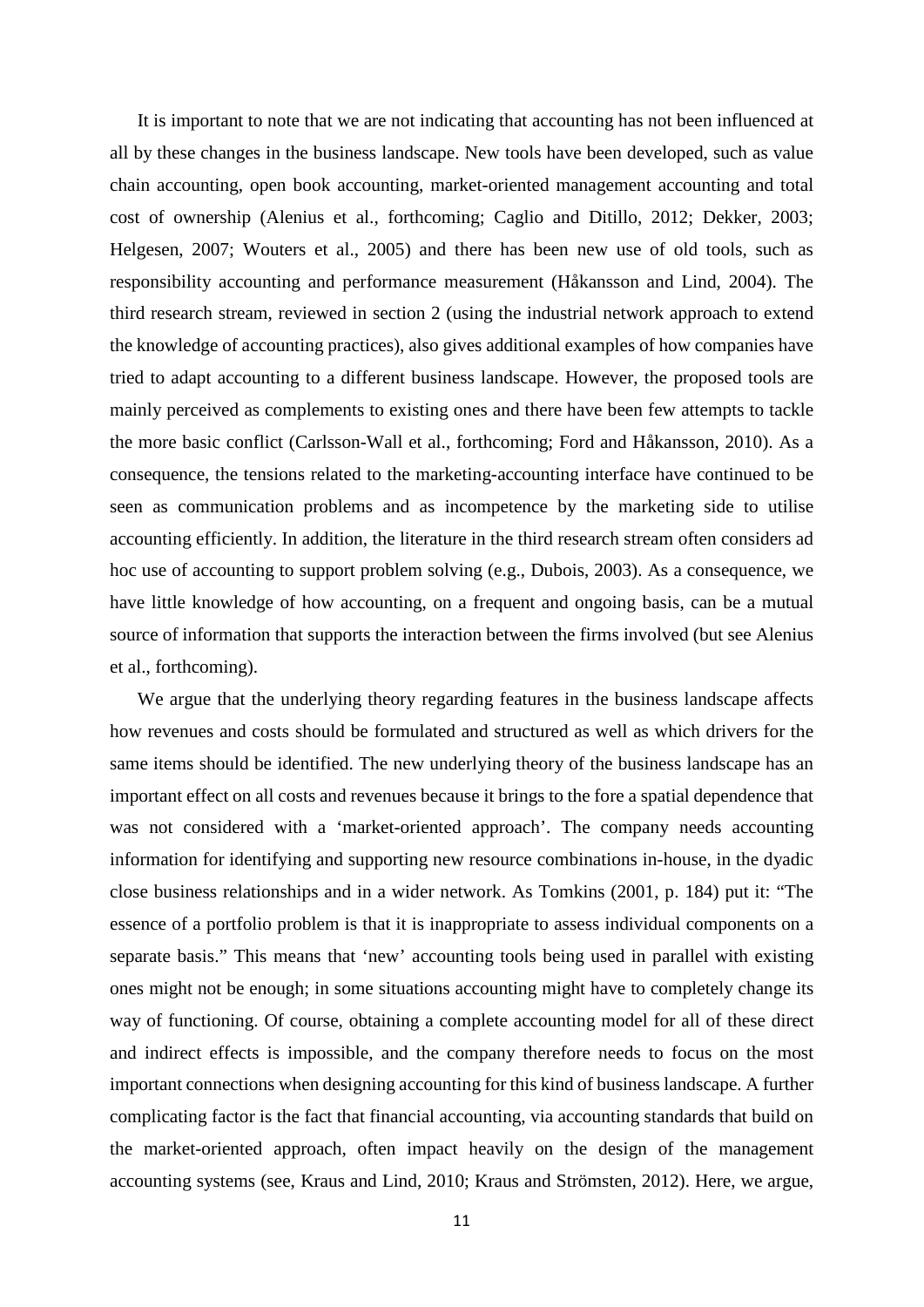It is important to note that we are not indicating that accounting has not been influenced at all by these changes in the business landscape. New tools have been developed, such as value chain accounting, open book accounting, market-oriented management accounting and total cost of ownership (Alenius et al., forthcoming; Caglio and Ditillo, 2012; Dekker, 2003; Helgesen, 2007; Wouters et al., 2005) and there has been new use of old tools, such as responsibility accounting and performance measurement (Håkansson and Lind, 2004). The third research stream, reviewed in section 2 (using the industrial network approach to extend the knowledge of accounting practices), also gives additional examples of how companies have tried to adapt accounting to a different business landscape. However, the proposed tools are mainly perceived as complements to existing ones and there have been few attempts to tackle the more basic conflict (Carlsson-Wall et al., forthcoming; Ford and Håkansson, 2010). As a consequence, the tensions related to the marketing-accounting interface have continued to be seen as communication problems and as incompetence by the marketing side to utilise accounting efficiently. In addition, the literature in the third research stream often considers ad hoc use of accounting to support problem solving (e.g., Dubois, 2003). As a consequence, we have little knowledge of how accounting, on a frequent and ongoing basis, can be a mutual source of information that supports the interaction between the firms involved (but see Alenius et al., forthcoming).

We argue that the underlying theory regarding features in the business landscape affects how revenues and costs should be formulated and structured as well as which drivers for the same items should be identified. The new underlying theory of the business landscape has an important effect on all costs and revenues because it brings to the fore a spatial dependence that was not considered with a 'market-oriented approach'. The company needs accounting information for identifying and supporting new resource combinations in-house, in the dyadic close business relationships and in a wider network. As Tomkins (2001, p. 184) put it: "The essence of a portfolio problem is that it is inappropriate to assess individual components on a separate basis." This means that 'new' accounting tools being used in parallel with existing ones might not be enough; in some situations accounting might have to completely change its way of functioning. Of course, obtaining a complete accounting model for all of these direct and indirect effects is impossible, and the company therefore needs to focus on the most important connections when designing accounting for this kind of business landscape. A further complicating factor is the fact that financial accounting, via accounting standards that build on the market-oriented approach, often impact heavily on the design of the management accounting systems (see, Kraus and Lind, 2010; Kraus and Strömsten, 2012). Here, we argue,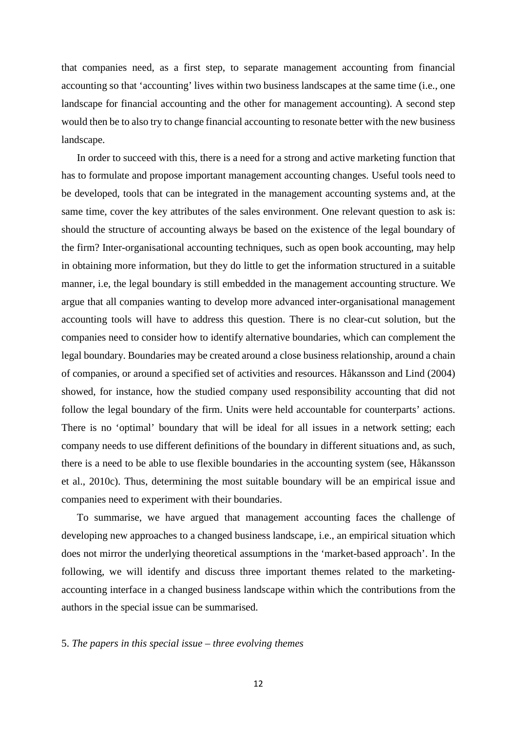that companies need, as a first step, to separate management accounting from financial accounting so that 'accounting' lives within two business landscapes at the same time (i.e., one landscape for financial accounting and the other for management accounting). A second step would then be to also try to change financial accounting to resonate better with the new business landscape.

In order to succeed with this, there is a need for a strong and active marketing function that has to formulate and propose important management accounting changes. Useful tools need to be developed, tools that can be integrated in the management accounting systems and, at the same time, cover the key attributes of the sales environment. One relevant question to ask is: should the structure of accounting always be based on the existence of the legal boundary of the firm? Inter-organisational accounting techniques, such as open book accounting, may help in obtaining more information, but they do little to get the information structured in a suitable manner, i.e, the legal boundary is still embedded in the management accounting structure. We argue that all companies wanting to develop more advanced inter-organisational management accounting tools will have to address this question. There is no clear-cut solution, but the companies need to consider how to identify alternative boundaries, which can complement the legal boundary. Boundaries may be created around a close business relationship, around a chain of companies, or around a specified set of activities and resources. Håkansson and Lind (2004) showed, for instance, how the studied company used responsibility accounting that did not follow the legal boundary of the firm. Units were held accountable for counterparts' actions. There is no 'optimal' boundary that will be ideal for all issues in a network setting; each company needs to use different definitions of the boundary in different situations and, as such, there is a need to be able to use flexible boundaries in the accounting system (see, Håkansson et al., 2010c). Thus, determining the most suitable boundary will be an empirical issue and companies need to experiment with their boundaries.

To summarise, we have argued that management accounting faces the challenge of developing new approaches to a changed business landscape, i.e., an empirical situation which does not mirror the underlying theoretical assumptions in the 'market-based approach'. In the following, we will identify and discuss three important themes related to the marketing-accounting interface in a changed business landscape within which the contributions from the authors in the special issue can be summarised.

## 5. *The papers in this special issue – three evolving themes*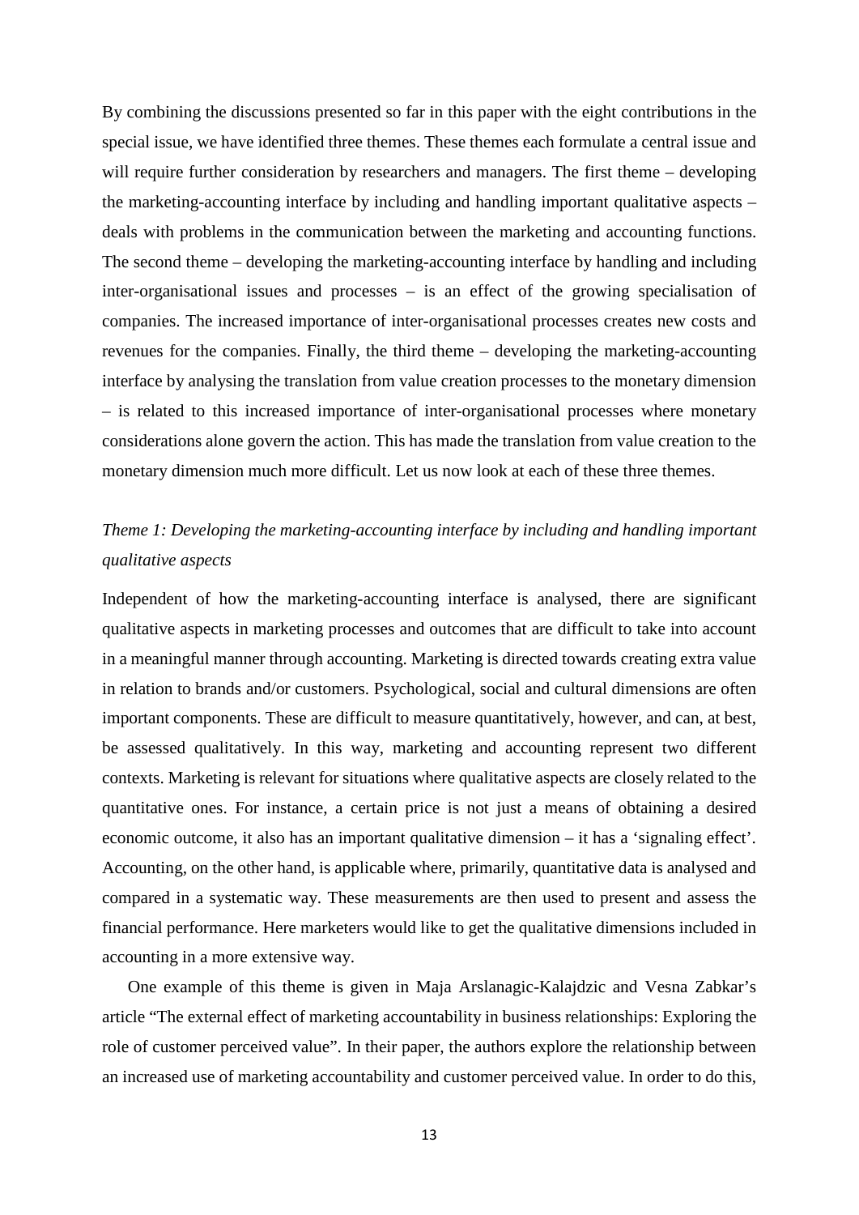By combining the discussions presented so far in this paper with the eight contributions in the special issue, we have identified three themes. These themes each formulate a central issue and will require further consideration by researchers and managers. The first theme – developing the marketing-accounting interface by including and handling important qualitative aspects – deals with problems in the communication between the marketing and accounting functions. The second theme – developing the marketing-accounting interface by handling and including inter-organisational issues and processes – is an effect of the growing specialisation of companies. The increased importance of inter-organisational processes creates new costs and revenues for the companies. Finally, the third theme – developing the marketing-accounting interface by analysing the translation from value creation processes to the monetary dimension – is related to this increased importance of inter-organisational processes where monetary considerations alone govern the action. This has made the translation from value creation to the monetary dimension much more difficult. Let us now look at each of these three themes.

### *Theme 1: Developing the marketing-accounting interface by including and handling important qualitative aspects*

Independent of how the marketing-accounting interface is analysed, there are significant qualitative aspects in marketing processes and outcomes that are difficult to take into account in a meaningful manner through accounting. Marketing is directed towards creating extra value in relation to brands and/or customers. Psychological, social and cultural dimensions are often important components. These are difficult to measure quantitatively, however, and can, at best, be assessed qualitatively. In this way, marketing and accounting represent two different contexts. Marketing is relevant for situations where qualitative aspects are closely related to the quantitative ones. For instance, a certain price is not just a means of obtaining a desired economic outcome, it also has an important qualitative dimension – it has a 'signaling effect'. Accounting, on the other hand, is applicable where, primarily, quantitative data is analysed and compared in a systematic way. These measurements are then used to present and assess the financial performance. Here marketers would like to get the qualitative dimensions included in accounting in a more extensive way.

One example of this theme is given in Maja Arslanagic-Kalajdzic and Vesna Zabkar's article "The external effect of marketing accountability in business relationships: Exploring the role of customer perceived value". In their paper, the authors explore the relationship between an increased use of marketing accountability and customer perceived value. In order to do this,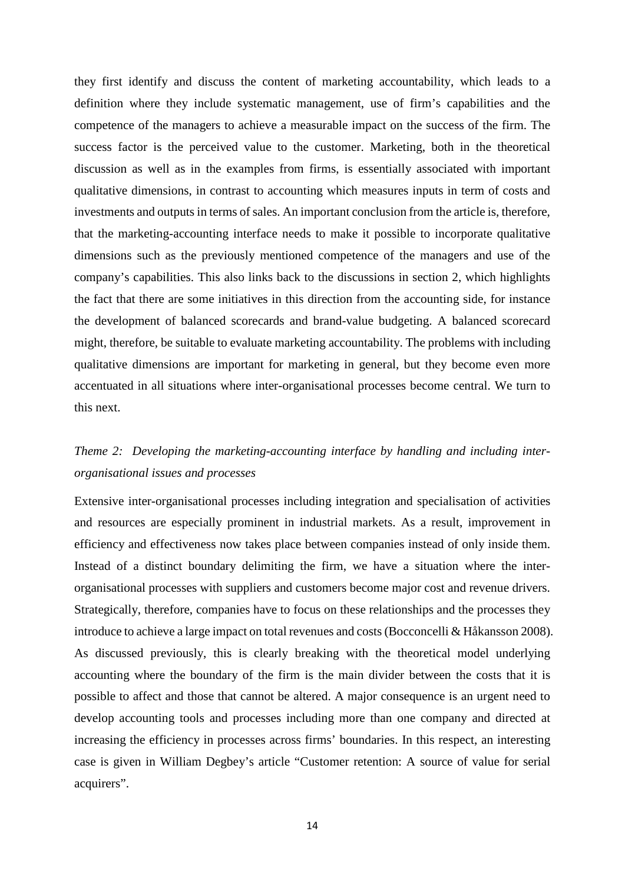they first identify and discuss the content of marketing accountability, which leads to a definition where they include systematic management, use of firm's capabilities and the competence of the managers to achieve a measurable impact on the success of the firm. The success factor is the perceived value to the customer. Marketing, both in the theoretical discussion as well as in the examples from firms, is essentially associated with important qualitative dimensions, in contrast to accounting which measures inputs in term of costs and investments and outputs in terms of sales. An important conclusion from the article is, therefore, that the marketing-accounting interface needs to make it possible to incorporate qualitative dimensions such as the previously mentioned competence of the managers and use of the company's capabilities. This also links back to the discussions in section 2, which highlights the fact that there are some initiatives in this direction from the accounting side, for instance the development of balanced scorecards and brand-value budgeting. A balanced scorecard might, therefore, be suitable to evaluate marketing accountability. The problems with including qualitative dimensions are important for marketing in general, but they become even more accentuated in all situations where inter-organisational processes become central. We turn to this next.

*Theme 2: Developing the marketing-accounting interface by handling and including inter-organisational issues and processes*

Extensive inter-organisational processes including integration and specialisation of activities and resources are especially prominent in industrial markets. As a result, improvement in efficiency and effectiveness now takes place between companies instead of only inside them. Instead of a distinct boundary delimiting the firm, we have a situation where the inter-organisational processes with suppliers and customers become major cost and revenue drivers. Strategically, therefore, companies have to focus on these relationships and the processes they introduce to achieve a large impact on total revenues and costs (Bocconcelli & Håkansson 2008). As discussed previously, this is clearly breaking with the theoretical model underlying accounting where the boundary of the firm is the main divider between the costs that it is possible to affect and those that cannot be altered. A major consequence is an urgent need to develop accounting tools and processes including more than one company and directed at increasing the efficiency in processes across firms' boundaries. In this respect, an interesting case is given in William Degbey's article "Customer retention: A source of value for serial acquirers".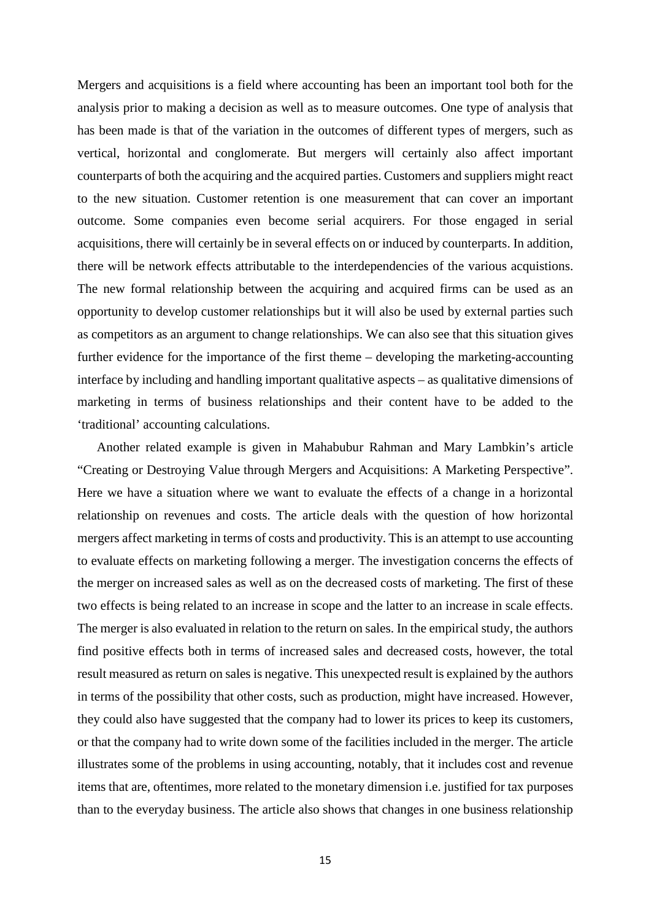Mergers and acquisitions is a field where accounting has been an important tool both for the analysis prior to making a decision as well as to measure outcomes. One type of analysis that has been made is that of the variation in the outcomes of different types of mergers, such as vertical, horizontal and conglomerate. But mergers will certainly also affect important counterparts of both the acquiring and the acquired parties. Customers and suppliers might react to the new situation. Customer retention is one measurement that can cover an important outcome. Some companies even become serial acquirers. For those engaged in serial acquisitions, there will certainly be in several effects on or induced by counterparts. In addition, there will be network effects attributable to the interdependencies of the various acquistions. The new formal relationship between the acquiring and acquired firms can be used as an opportunity to develop customer relationships but it will also be used by external parties such as competitors as an argument to change relationships. We can also see that this situation gives further evidence for the importance of the first theme – developing the marketing-accounting interface by including and handling important qualitative aspects – as qualitative dimensions of marketing in terms of business relationships and their content have to be added to the 'traditional' accounting calculations.

Another related example is given in Mahabubur Rahman and Mary Lambkin's article "Creating or Destroying Value through Mergers and Acquisitions: A Marketing Perspective". Here we have a situation where we want to evaluate the effects of a change in a horizontal relationship on revenues and costs. The article deals with the question of how horizontal mergers affect marketing in terms of costs and productivity. This is an attempt to use accounting to evaluate effects on marketing following a merger. The investigation concerns the effects of the merger on increased sales as well as on the decreased costs of marketing. The first of these two effects is being related to an increase in scope and the latter to an increase in scale effects. The merger is also evaluated in relation to the return on sales. In the empirical study, the authors find positive effects both in terms of increased sales and decreased costs, however, the total result measured as return on sales is negative. This unexpected result is explained by the authors in terms of the possibility that other costs, such as production, might have increased. However, they could also have suggested that the company had to lower its prices to keep its customers, or that the company had to write down some of the facilities included in the merger. The article illustrates some of the problems in using accounting, notably, that it includes cost and revenue items that are, oftentimes, more related to the monetary dimension i.e. justified for tax purposes than to the everyday business. The article also shows that changes in one business relationship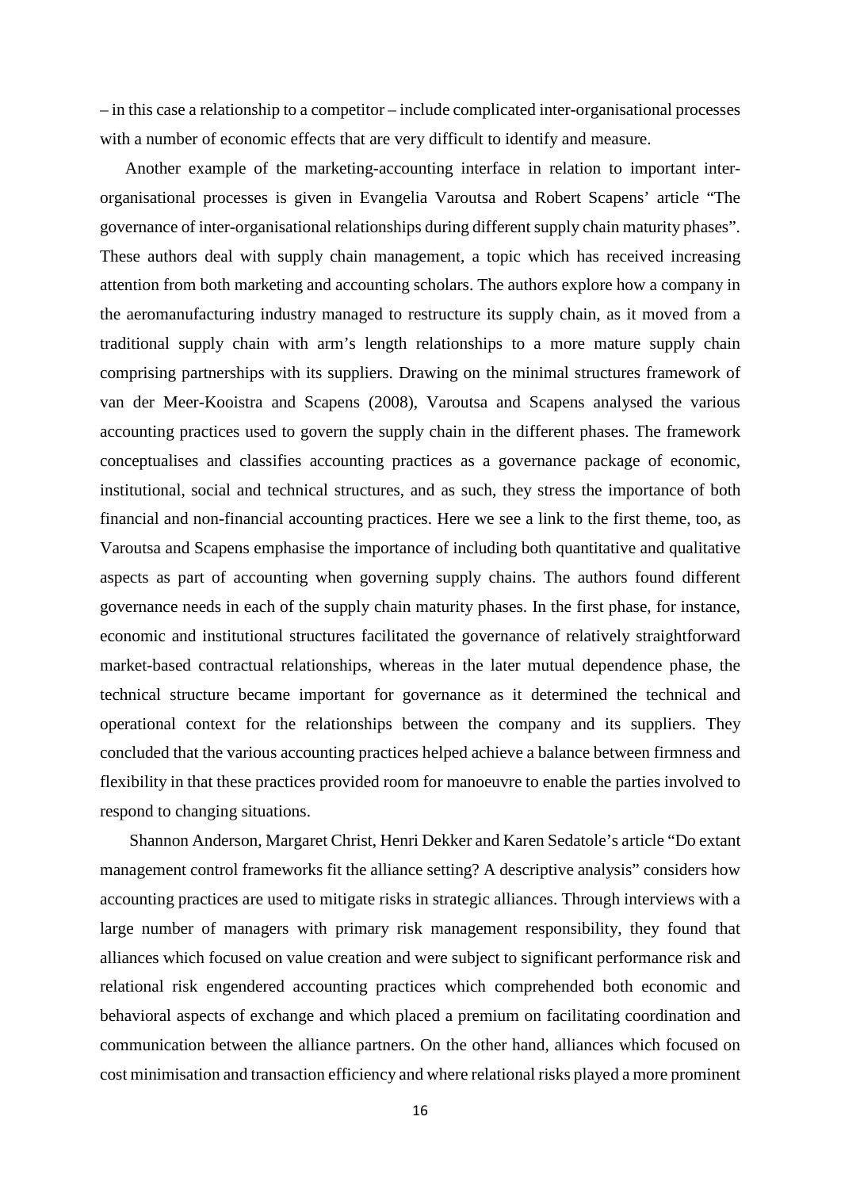– in this case a relationship to a competitor – include complicated inter-organisational processes with a number of economic effects that are very difficult to identify and measure.

Another example of the marketing-accounting interface in relation to important inter-organisational processes is given in Evangelia Varoutsa and Robert Scapens' article "The governance of inter-organisational relationships during different supply chain maturity phases". These authors deal with supply chain management, a topic which has received increasing attention from both marketing and accounting scholars. The authors explore how a company in the aeromanufacturing industry managed to restructure its supply chain, as it moved from a traditional supply chain with arm's length relationships to a more mature supply chain comprising partnerships with its suppliers. Drawing on the minimal structures framework of van der Meer-Kooistra and Scapens (2008), Varoutsa and Scapens analysed the various accounting practices used to govern the supply chain in the different phases. The framework conceptualises and classifies accounting practices as a governance package of economic, institutional, social and technical structures, and as such, they stress the importance of both financial and non-financial accounting practices. Here we see a link to the first theme, too, as Varoutsa and Scapens emphasise the importance of including both quantitative and qualitative aspects as part of accounting when governing supply chains. The authors found different governance needs in each of the supply chain maturity phases. In the first phase, for instance, economic and institutional structures facilitated the governance of relatively straightforward market-based contractual relationships, whereas in the later mutual dependence phase, the technical structure became important for governance as it determined the technical and operational context for the relationships between the company and its suppliers. They concluded that the various accounting practices helped achieve a balance between firmness and flexibility in that these practices provided room for manoeuvre to enable the parties involved to respond to changing situations.

Shannon Anderson, Margaret Christ, Henri Dekker and Karen Sedatole's article "Do extant management control frameworks fit the alliance setting? A descriptive analysis" considers how accounting practices are used to mitigate risks in strategic alliances. Through interviews with a large number of managers with primary risk management responsibility, they found that alliances which focused on value creation and were subject to significant performance risk and relational risk engendered accounting practices which comprehended both economic and behavioral aspects of exchange and which placed a premium on facilitating coordination and communication between the alliance partners. On the other hand, alliances which focused on cost minimisation and transaction efficiency and where relational risks played a more prominent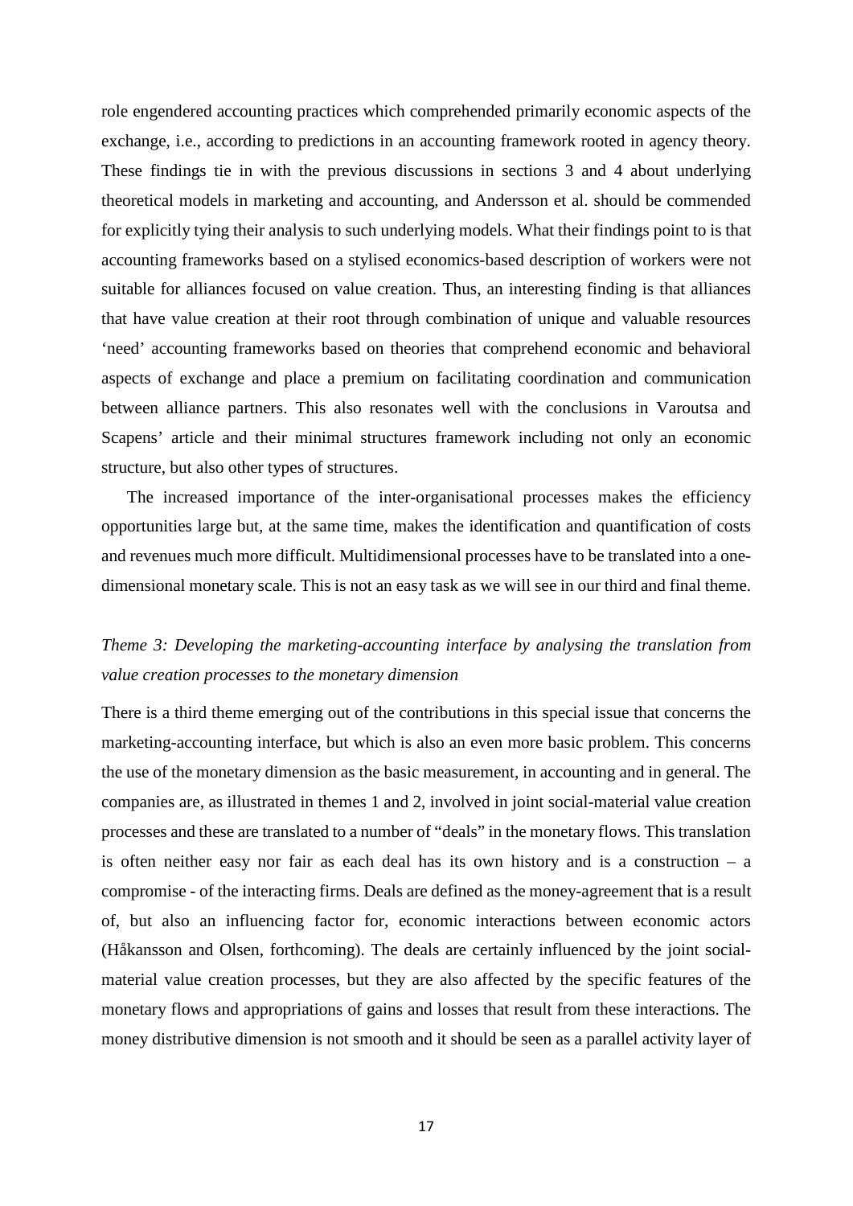role engendered accounting practices which comprehended primarily economic aspects of the exchange, i.e., according to predictions in an accounting framework rooted in agency theory. These findings tie in with the previous discussions in sections 3 and 4 about underlying theoretical models in marketing and accounting, and Andersson et al. should be commended for explicitly tying their analysis to such underlying models. What their findings point to is that accounting frameworks based on a stylised economics-based description of workers were not suitable for alliances focused on value creation. Thus, an interesting finding is that alliances that have value creation at their root through combination of unique and valuable resources 'need' accounting frameworks based on theories that comprehend economic and behavioral aspects of exchange and place a premium on facilitating coordination and communication between alliance partners. This also resonates well with the conclusions in Varoutsa and Scapens' article and their minimal structures framework including not only an economic structure, but also other types of structures.

The increased importance of the inter-organisational processes makes the efficiency opportunities large but, at the same time, makes the identification and quantification of costs and revenues much more difficult. Multidimensional processes have to be translated into a one-dimensional monetary scale. This is not an easy task as we will see in our third and final theme.

*Theme 3: Developing the marketing-accounting interface by analysing the translation from value creation processes to the monetary dimension*

There is a third theme emerging out of the contributions in this special issue that concerns the marketing-accounting interface, but which is also an even more basic problem. This concerns the use of the monetary dimension as the basic measurement, in accounting and in general. The companies are, as illustrated in themes 1 and 2, involved in joint social-material value creation processes and these are translated to a number of "deals" in the monetary flows. This translation is often neither easy nor fair as each deal has its own history and is a construction – a compromise - of the interacting firms. Deals are defined as the money-agreement that is a result of, but also an influencing factor for, economic interactions between economic actors (Håkansson and Olsen, forthcoming). The deals are certainly influenced by the joint social-material value creation processes, but they are also affected by the specific features of the monetary flows and appropriations of gains and losses that result from these interactions. The money distributive dimension is not smooth and it should be seen as a parallel activity layer of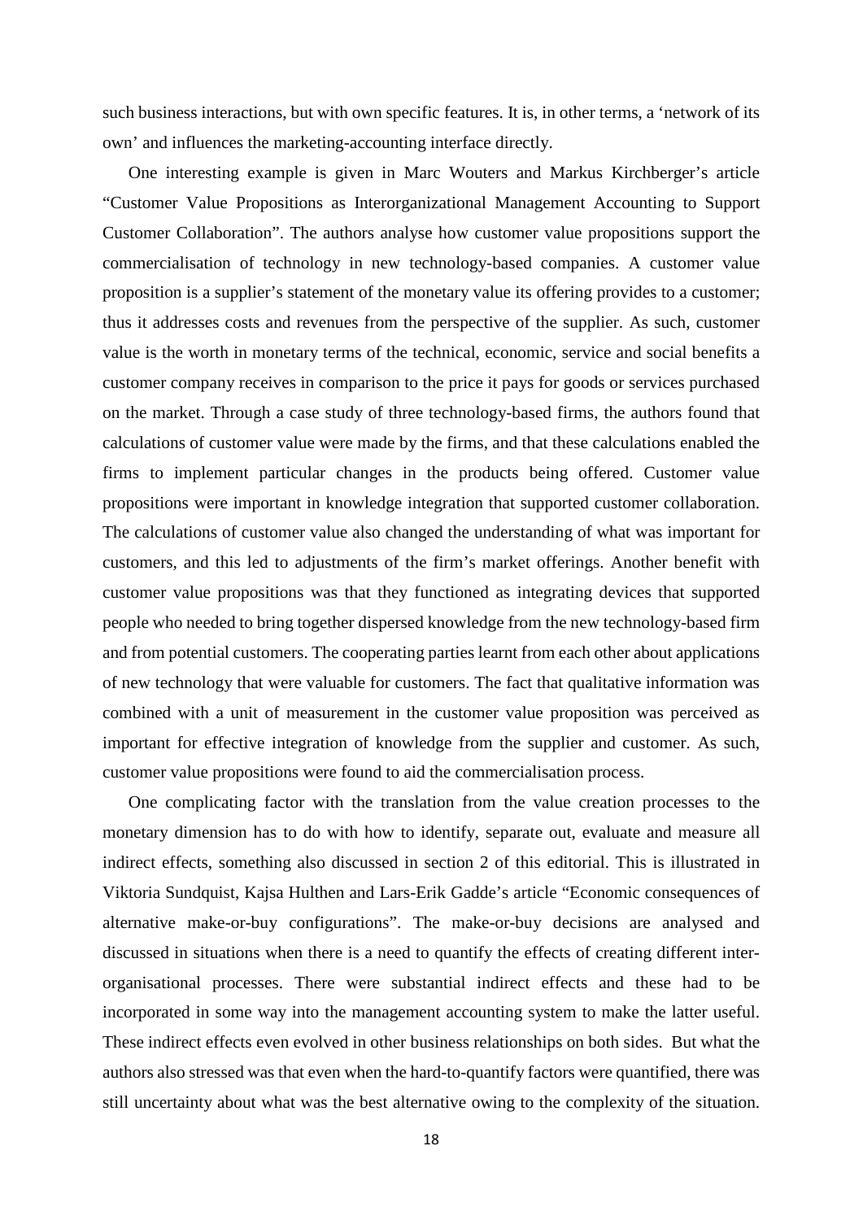such business interactions, but with own specific features. It is, in other terms, a 'network of its own' and influences the marketing-accounting interface directly.

One interesting example is given in Marc Wouters and Markus Kirchberger's article "Customer Value Propositions as Interorganizational Management Accounting to Support Customer Collaboration". The authors analyse how customer value propositions support the commercialisation of technology in new technology-based companies. A customer value proposition is a supplier's statement of the monetary value its offering provides to a customer; thus it addresses costs and revenues from the perspective of the supplier. As such, customer value is the worth in monetary terms of the technical, economic, service and social benefits a customer company receives in comparison to the price it pays for goods or services purchased on the market. Through a case study of three technology-based firms, the authors found that calculations of customer value were made by the firms, and that these calculations enabled the firms to implement particular changes in the products being offered. Customer value propositions were important in knowledge integration that supported customer collaboration. The calculations of customer value also changed the understanding of what was important for customers, and this led to adjustments of the firm's market offerings. Another benefit with customer value propositions was that they functioned as integrating devices that supported people who needed to bring together dispersed knowledge from the new technology-based firm and from potential customers. The cooperating parties learnt from each other about applications of new technology that were valuable for customers. The fact that qualitative information was combined with a unit of measurement in the customer value proposition was perceived as important for effective integration of knowledge from the supplier and customer. As such, customer value propositions were found to aid the commercialisation process.

One complicating factor with the translation from the value creation processes to the monetary dimension has to do with how to identify, separate out, evaluate and measure all indirect effects, something also discussed in section 2 of this editorial. This is illustrated in Viktoria Sundquist, Kajsa Hulthen and Lars-Erik Gadde's article "Economic consequences of alternative make-or-buy configurations". The make-or-buy decisions are analysed and discussed in situations when there is a need to quantify the effects of creating different inter-organisational processes. There were substantial indirect effects and these had to be incorporated in some way into the management accounting system to make the latter useful. These indirect effects even evolved in other business relationships on both sides. But what the authors also stressed was that even when the hard-to-quantify factors were quantified, there was still uncertainty about what was the best alternative owing to the complexity of the situation.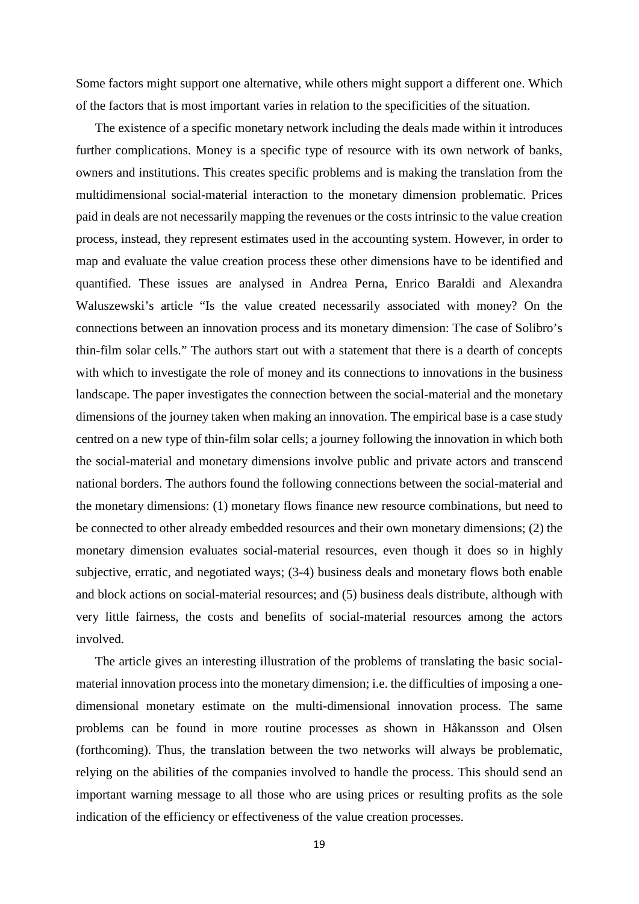Some factors might support one alternative, while others might support a different one. Which of the factors that is most important varies in relation to the specificities of the situation.

The existence of a specific monetary network including the deals made within it introduces further complications. Money is a specific type of resource with its own network of banks, owners and institutions. This creates specific problems and is making the translation from the multidimensional social-material interaction to the monetary dimension problematic. Prices paid in deals are not necessarily mapping the revenues or the costs intrinsic to the value creation process, instead, they represent estimates used in the accounting system. However, in order to map and evaluate the value creation process these other dimensions have to be identified and quantified. These issues are analysed in Andrea Perna, Enrico Baraldi and Alexandra Waluszewski's article "Is the value created necessarily associated with money? On the connections between an innovation process and its monetary dimension: The case of Solibro's thin-film solar cells." The authors start out with a statement that there is a dearth of concepts with which to investigate the role of money and its connections to innovations in the business landscape. The paper investigates the connection between the social-material and the monetary dimensions of the journey taken when making an innovation. The empirical base is a case study centred on a new type of thin-film solar cells; a journey following the innovation in which both the social-material and monetary dimensions involve public and private actors and transcend national borders. The authors found the following connections between the social-material and the monetary dimensions: (1) monetary flows finance new resource combinations, but need to be connected to other already embedded resources and their own monetary dimensions; (2) the monetary dimension evaluates social-material resources, even though it does so in highly subjective, erratic, and negotiated ways; (3-4) business deals and monetary flows both enable and block actions on social-material resources; and (5) business deals distribute, although with very little fairness, the costs and benefits of social-material resources among the actors involved.

The article gives an interesting illustration of the problems of translating the basic social-material innovation process into the monetary dimension; i.e. the difficulties of imposing a one-dimensional monetary estimate on the multi-dimensional innovation process. The same problems can be found in more routine processes as shown in Håkansson and Olsen (forthcoming). Thus, the translation between the two networks will always be problematic, relying on the abilities of the companies involved to handle the process. This should send an important warning message to all those who are using prices or resulting profits as the sole indication of the efficiency or effectiveness of the value creation processes.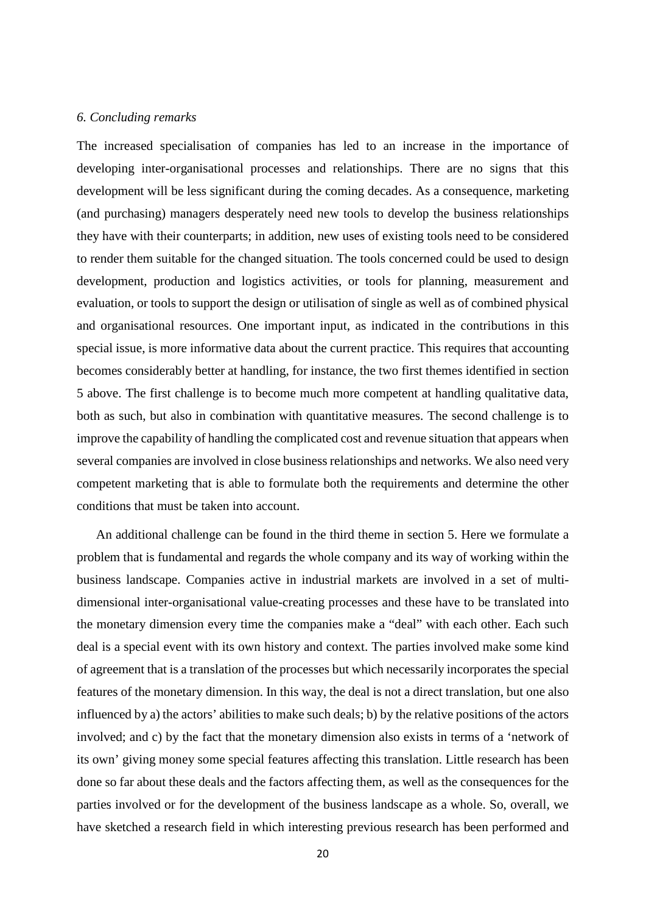## *6. Concluding remarks*

The increased specialisation of companies has led to an increase in the importance of developing inter-organisational processes and relationships. There are no signs that this development will be less significant during the coming decades. As a consequence, marketing (and purchasing) managers desperately need new tools to develop the business relationships they have with their counterparts; in addition, new uses of existing tools need to be considered to render them suitable for the changed situation. The tools concerned could be used to design development, production and logistics activities, or tools for planning, measurement and evaluation, or tools to support the design or utilisation of single as well as of combined physical and organisational resources. One important input, as indicated in the contributions in this special issue, is more informative data about the current practice. This requires that accounting becomes considerably better at handling, for instance, the two first themes identified in section 5 above. The first challenge is to become much more competent at handling qualitative data, both as such, but also in combination with quantitative measures. The second challenge is to improve the capability of handling the complicated cost and revenue situation that appears when several companies are involved in close business relationships and networks. We also need very competent marketing that is able to formulate both the requirements and determine the other conditions that must be taken into account.

An additional challenge can be found in the third theme in section 5. Here we formulate a problem that is fundamental and regards the whole company and its way of working within the business landscape. Companies active in industrial markets are involved in a set of multi-dimensional inter-organisational value-creating processes and these have to be translated into the monetary dimension every time the companies make a "deal" with each other. Each such deal is a special event with its own history and context. The parties involved make some kind of agreement that is a translation of the processes but which necessarily incorporates the special features of the monetary dimension. In this way, the deal is not a direct translation, but one also influenced by a) the actors' abilities to make such deals; b) by the relative positions of the actors involved; and c) by the fact that the monetary dimension also exists in terms of a 'network of its own' giving money some special features affecting this translation. Little research has been done so far about these deals and the factors affecting them, as well as the consequences for the parties involved or for the development of the business landscape as a whole. So, overall, we have sketched a research field in which interesting previous research has been performed and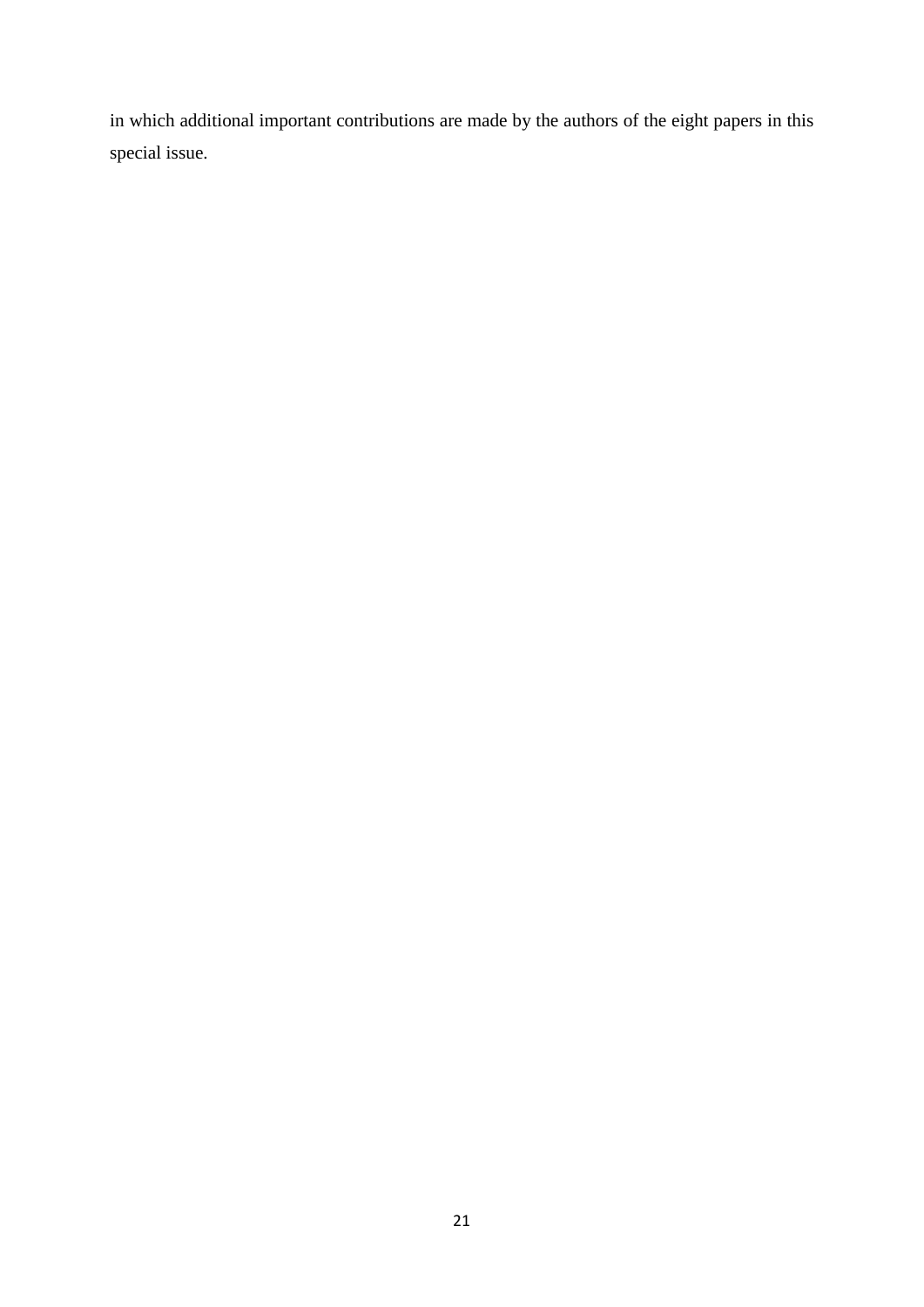in which additional important contributions are made by the authors of the eight papers in this special issue.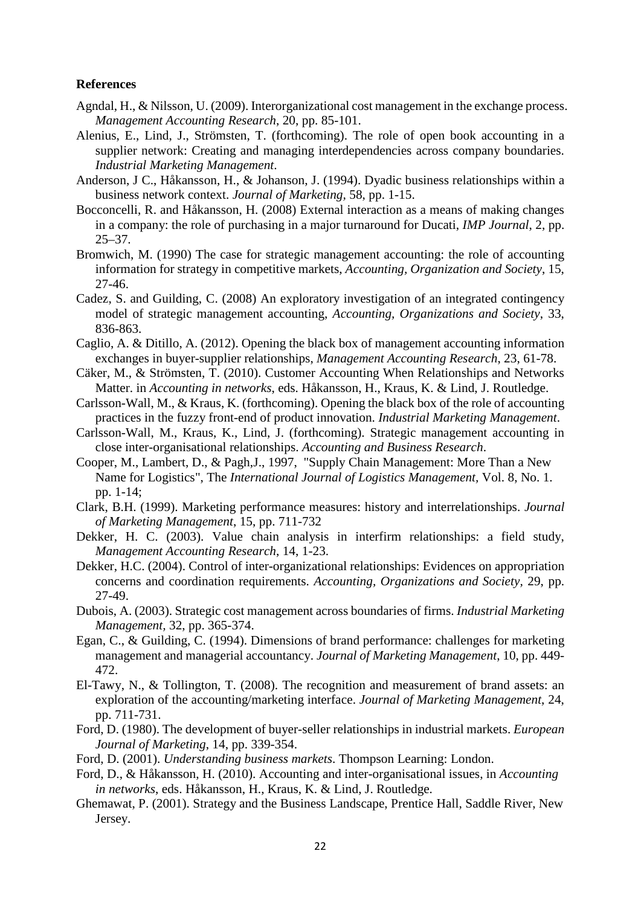**References**

Agndal, H., & Nilsson, U. (2009). Interorganizational cost management in the exchange process. *Management Accounting Research*, 20, pp. 85-101.

Alenius, E., Lind, J., Strömsten, T. (forthcoming). The role of open book accounting in a supplier network: Creating and managing interdependencies across company boundaries. *Industrial Marketing Management*.

Anderson, J C., Håkansson, H., & Johanson, J. (1994). Dyadic business relationships within a business network context. *Journal of Marketing*, 58, pp. 1-15.

Bocconcelli, R. and Håkansson, H. (2008) External interaction as a means of making changes in a company: the role of purchasing in a major turnaround for Ducati, *IMP Journal*, 2, pp. 25–37.

Bromwich, M. (1990) The case for strategic management accounting: the role of accounting information for strategy in competitive markets, *Accounting, Organization and Society*, 15, 27-46.

Cadez, S. and Guilding, C. (2008) An exploratory investigation of an integrated contingency model of strategic management accounting, *Accounting, Organizations and Society*, 33, 836-863.

Caglio, A. & Ditillo, A. (2012). Opening the black box of management accounting information exchanges in buyer-supplier relationships, *Management Accounting Research*, 23, 61-78.

Cäker, M., & Strömsten, T. (2010). Customer Accounting When Relationships and Networks Matter. in *Accounting in networks*, eds. Håkansson, H., Kraus, K. & Lind, J. Routledge.

Carlsson-Wall, M., & Kraus, K. (forthcoming). Opening the black box of the role of accounting practices in the fuzzy front-end of product innovation. *Industrial Marketing Management*.

Carlsson-Wall, M., Kraus, K., Lind, J. (forthcoming). Strategic management accounting in close inter-organisational relationships. *Accounting and Business Research*.

Cooper, M., Lambert, D., & Pagh,J., 1997, "Supply Chain Management: More Than a New Name for Logistics", The *International Journal of Logistics Management*, Vol. 8, No. 1. pp. 1-14;

Clark, B.H. (1999). Marketing performance measures: history and interrelationships. *Journal of Marketing Management*, 15, pp. 711-732

Dekker, H. C. (2003). Value chain analysis in interfirm relationships: a field study, *Management Accounting Research*, 14, 1-23.

Dekker, H.C. (2004). Control of inter-organizational relationships: Evidences on appropriation concerns and coordination requirements. *Accounting, Organizations and Society*, 29, pp. 27-49.

Dubois, A. (2003). Strategic cost management across boundaries of firms. *Industrial Marketing Management*, 32, pp. 365-374.

Egan, C., & Guilding, C. (1994). Dimensions of brand performance: challenges for marketing management and managerial accountancy. *Journal of Marketing Management*, 10, pp. 449-472.

El-Tawy, N., & Tollington, T. (2008). The recognition and measurement of brand assets: an exploration of the accounting/marketing interface. *Journal of Marketing Management*, 24, pp. 711-731.

Ford, D. (1980). The development of buyer-seller relationships in industrial markets. *European Journal of Marketing*, 14, pp. 339-354.

Ford, D. (2001). *Understanding business markets*. Thompson Learning: London.

Ford, D., & Håkansson, H. (2010). Accounting and inter-organisational issues, in *Accounting in networks*, eds. Håkansson, H., Kraus, K. & Lind, J. Routledge.

Ghemawat, P. (2001). Strategy and the Business Landscape, Prentice Hall, Saddle River, New Jersey.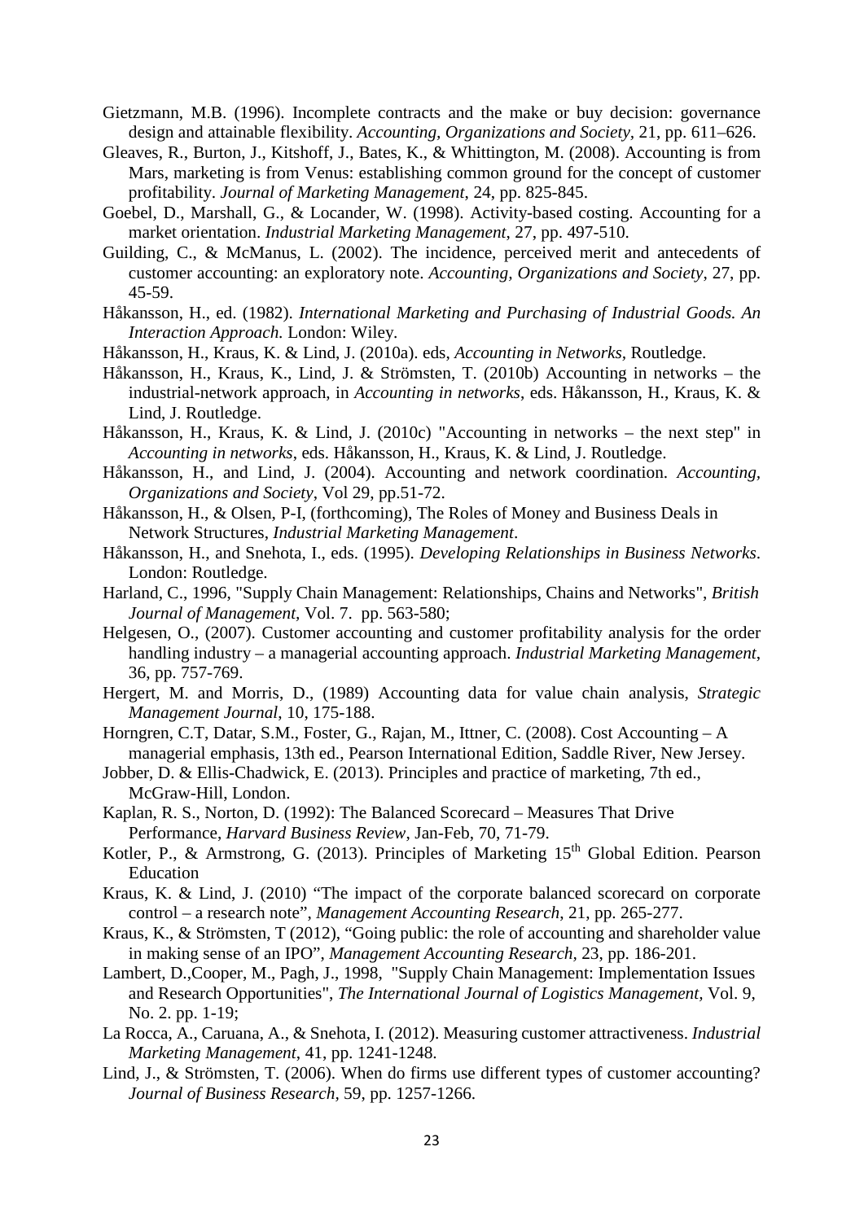Gietzmann, M.B. (1996). Incomplete contracts and the make or buy decision: governance design and attainable flexibility. *Accounting, Organizations and Society*, 21, pp. 611–626.

Gleaves, R., Burton, J., Kitshoff, J., Bates, K., & Whittington, M. (2008). Accounting is from Mars, marketing is from Venus: establishing common ground for the concept of customer profitability. *Journal of Marketing Management*, 24, pp. 825-845.

Goebel, D., Marshall, G., & Locander, W. (1998). Activity-based costing. Accounting for a market orientation. *Industrial Marketing Management*, 27, pp. 497-510.

Guilding, C., & McManus, L. (2002). The incidence, perceived merit and antecedents of customer accounting: an exploratory note. *Accounting, Organizations and Society*, 27, pp. 45-59.

Håkansson, H., ed. (1982). *International Marketing and Purchasing of Industrial Goods. An Interaction Approach.* London: Wiley.

Håkansson, H., Kraus, K. & Lind, J. (2010a). eds, *Accounting in Networks,* Routledge.

Håkansson, H., Kraus, K., Lind, J. & Strömsten, T. (2010b) Accounting in networks – the industrial-network approach, in *Accounting in networks*, eds. Håkansson, H., Kraus, K. & Lind, J. Routledge.

Håkansson, H., Kraus, K. & Lind, J. (2010c) "Accounting in networks – the next step" in *Accounting in networks*, eds. Håkansson, H., Kraus, K. & Lind, J. Routledge.

Håkansson, H., and Lind, J. (2004). Accounting and network coordination. *Accounting, Organizations and Society*, Vol 29, pp.51-72.

Håkansson, H., & Olsen, P-I, (forthcoming), The Roles of Money and Business Deals in Network Structures, *Industrial Marketing Management*.

Håkansson, H., and Snehota, I., eds. (1995). *Developing Relationships in Business Networks*. London: Routledge.

Harland, C., 1996, "Supply Chain Management: Relationships, Chains and Networks", *British Journal of Management,* Vol. 7. pp. 563-580;

Helgesen, O., (2007). Customer accounting and customer profitability analysis for the order handling industry – a managerial accounting approach. *Industrial Marketing Management*, 36, pp. 757-769.

Hergert, M. and Morris, D., (1989) Accounting data for value chain analysis, *Strategic Management Journal*, 10, 175-188.

Horngren, C.T, Datar, S.M., Foster, G., Rajan, M., Ittner, C. (2008). Cost Accounting – A managerial emphasis, 13th ed., Pearson International Edition, Saddle River, New Jersey.

Jobber, D. & Ellis-Chadwick, E. (2013). Principles and practice of marketing, 7th ed., McGraw-Hill, London.

Kaplan, R. S., Norton, D. (1992): The Balanced Scorecard – Measures That Drive Performance, *Harvard Business Review*, Jan-Feb, 70, 71-79.

Kotler, P., & Armstrong, G. (2013). Principles of Marketing 15th Global Edition. Pearson Education

Kraus, K. & Lind, J. (2010) "The impact of the corporate balanced scorecard on corporate control – a research note", *Management Accounting Research*, 21, pp. 265-277.

Kraus, K., & Strömsten, T (2012), "Going public: the role of accounting and shareholder value in making sense of an IPO", *Management Accounting Research*, 23, pp. 186-201.

Lambert, D.,Cooper, M., Pagh, J., 1998, "Supply Chain Management: Implementation Issues and Research Opportunities", *The International Journal of Logistics Management,* Vol. 9, No. 2. pp. 1-19;

La Rocca, A., Caruana, A., & Snehota, I. (2012). Measuring customer attractiveness. *Industrial Marketing Management*, 41, pp. 1241-1248.

Lind, J., & Strömsten, T. (2006). When do firms use different types of customer accounting? *Journal of Business Research,* 59, pp. 1257-1266.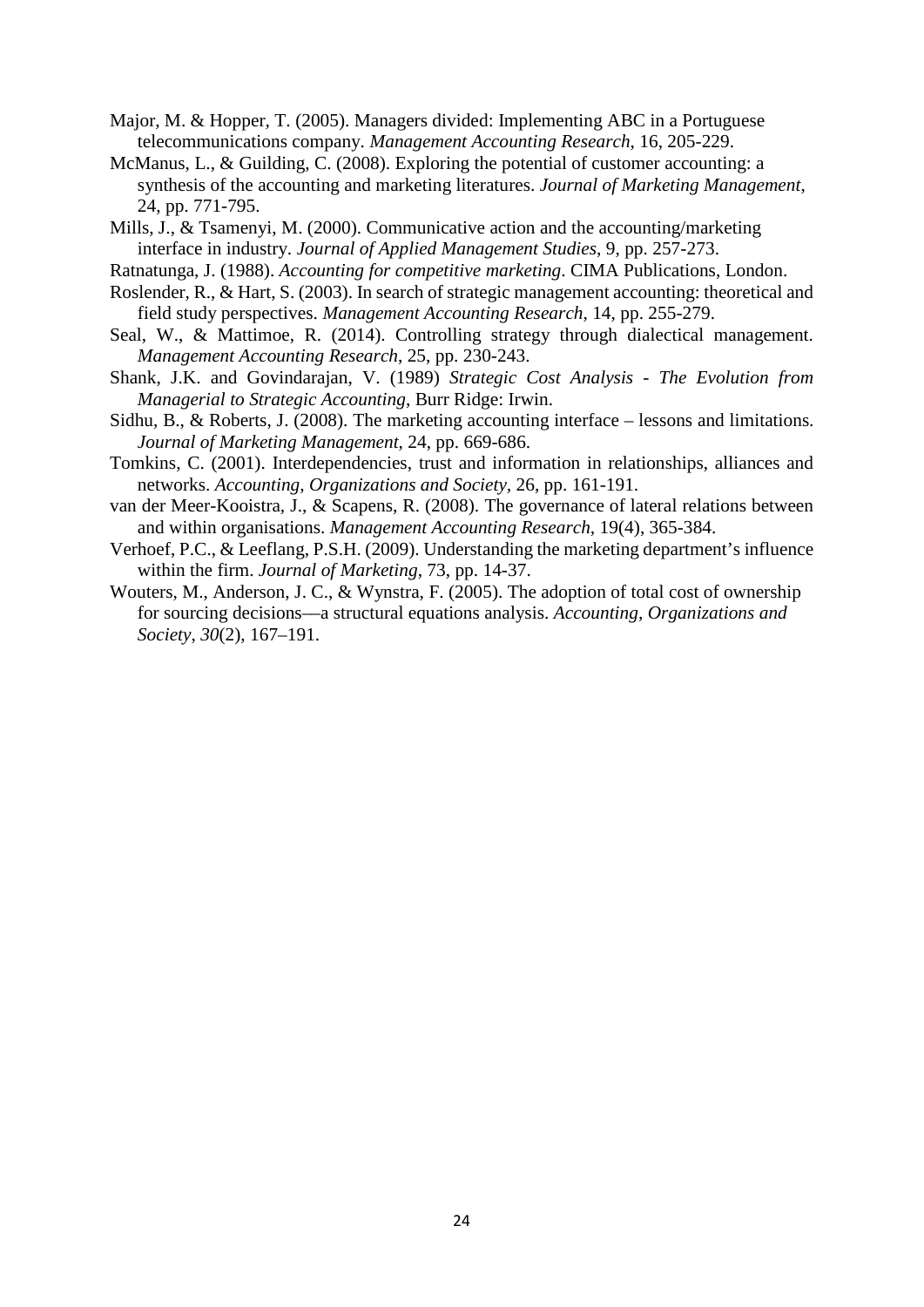Major, M. & Hopper, T. (2005). Managers divided: Implementing ABC in a Portuguese telecommunications company. *Management Accounting Research*, 16, 205-229.

McManus, L., & Guilding, C. (2008). Exploring the potential of customer accounting: a synthesis of the accounting and marketing literatures. *Journal of Marketing Management*, 24, pp. 771-795.

Mills, J., & Tsamenyi, M. (2000). Communicative action and the accounting/marketing interface in industry. *Journal of Applied Management Studies*, 9, pp. 257-273.

Ratnatunga, J. (1988). *Accounting for competitive marketing*. CIMA Publications, London.

Roslender, R., & Hart, S. (2003). In search of strategic management accounting: theoretical and field study perspectives. *Management Accounting Research*, 14, pp. 255-279.

Seal, W., & Mattimoe, R. (2014). Controlling strategy through dialectical management. *Management Accounting Research*, 25, pp. 230-243.

Shank, J.K. and Govindarajan, V. (1989) *Strategic Cost Analysis - The Evolution from Managerial to Strategic Accounting*, Burr Ridge: Irwin.

Sidhu, B., & Roberts, J. (2008). The marketing accounting interface – lessons and limitations. *Journal of Marketing Management*, 24, pp. 669-686.

Tomkins, C. (2001). Interdependencies, trust and information in relationships, alliances and networks. *Accounting, Organizations and Society*, 26, pp. 161-191.

van der Meer-Kooistra, J., & Scapens, R. (2008). The governance of lateral relations between and within organisations. *Management Accounting Research*, 19(4), 365-384.

Verhoef, P.C., & Leeflang, P.S.H. (2009). Understanding the marketing department's influence within the firm. *Journal of Marketing*, 73, pp. 14-37.

Wouters, M., Anderson, J. C., & Wynstra, F. (2005). The adoption of total cost of ownership for sourcing decisions—a structural equations analysis. *Accounting, Organizations and Society*, *30*(2), 167–191.